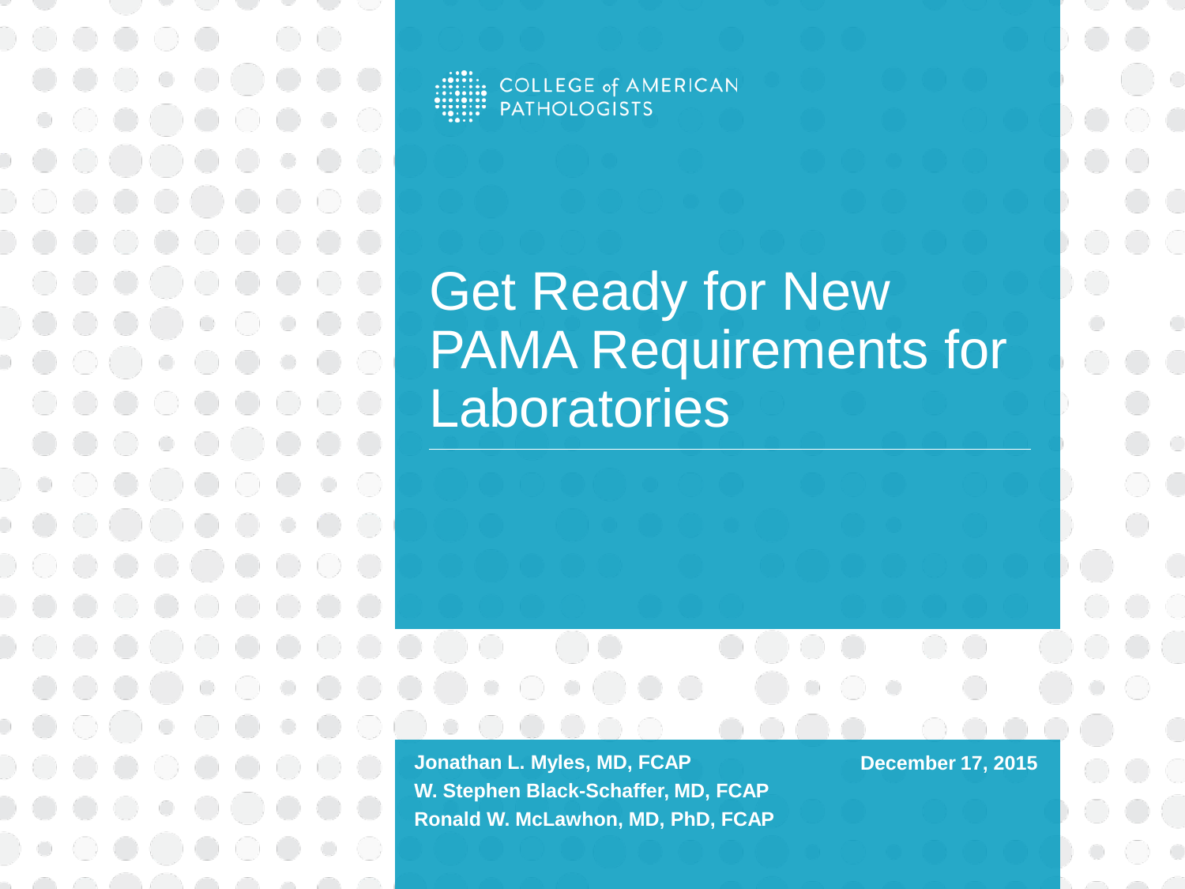COLLEGE of AMERICAN PATHOLOGISTS

# Get Ready for New PAMA Requirements for Laboratories

**Jonathan L. Myles, MD, FCAP**
**W. Stephen Black-Schaffer, MD, FCAP**
**Ronald W. McLawhon, MD, PhD, FCAP**

**December 17, 2015**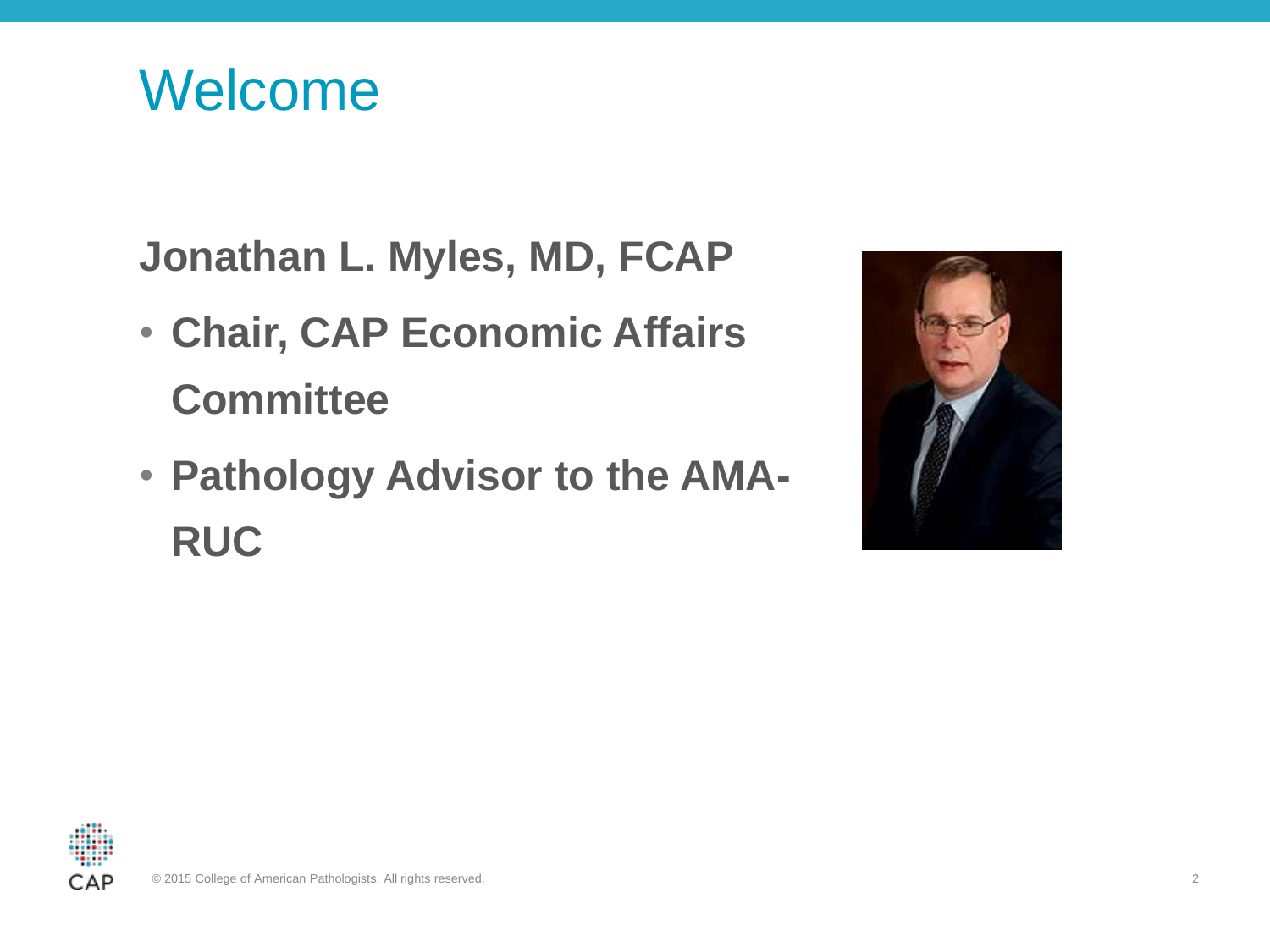# Welcome

**Jonathan L. Myles, MD, FCAP**

- **Chair, CAP Economic Affairs Committee**
- **Pathology Advisor to the AMA-RUC**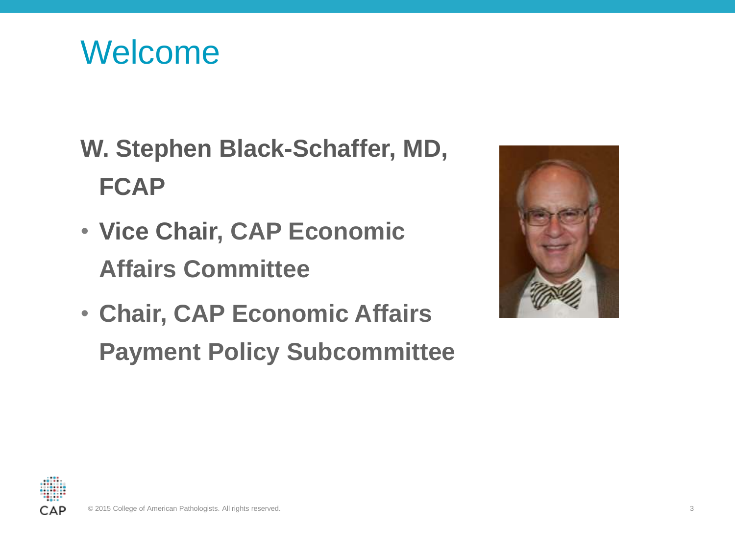# Welcome

**W. Stephen Black-Schaffer, MD, FCAP**

- **Vice Chair, CAP Economic Affairs Committee**
- **Chair, CAP Economic Affairs Payment Policy Subcommittee**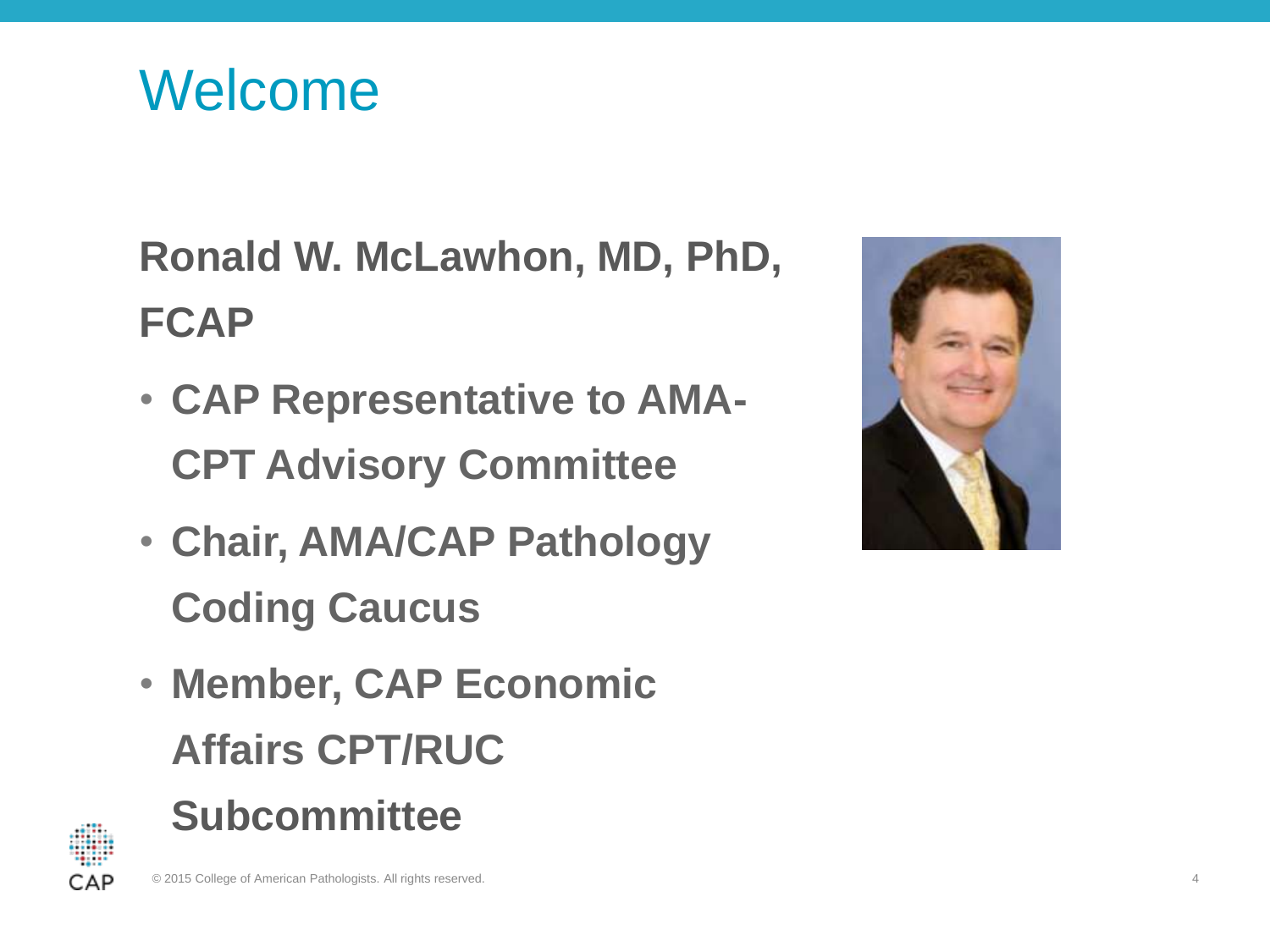# Welcome

**Ronald W. McLawhon, MD, PhD, FCAP**

- **CAP Representative to AMA-CPT Advisory Committee**
- **Chair, AMA/CAP Pathology Coding Caucus**
- **Member, CAP Economic Affairs CPT/RUC Subcommittee**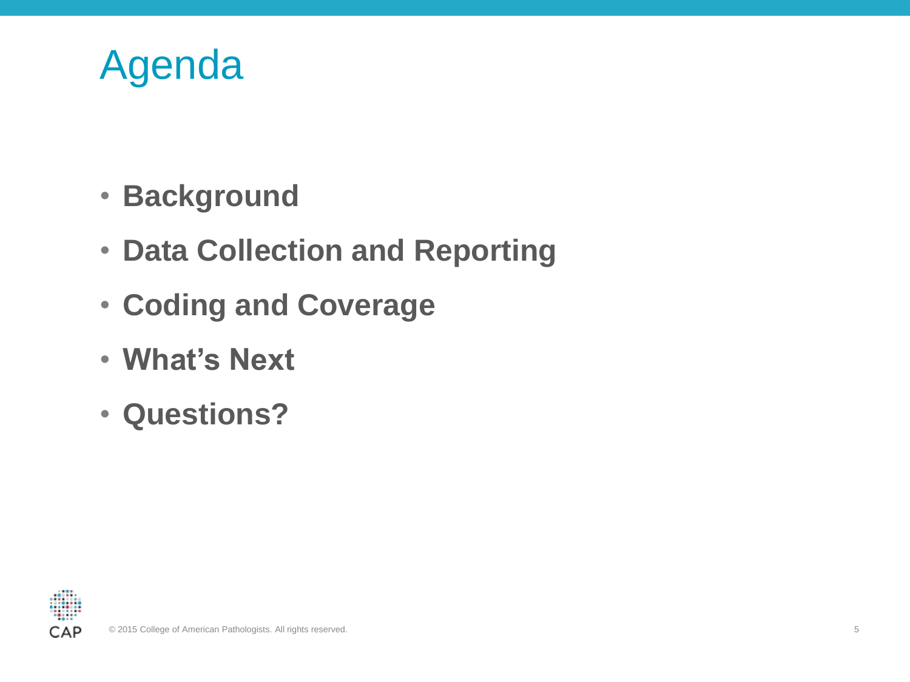# Agenda

- **Background**
- **Data Collection and Reporting**
- **Coding and Coverage**
- **What's Next**
- **Questions?**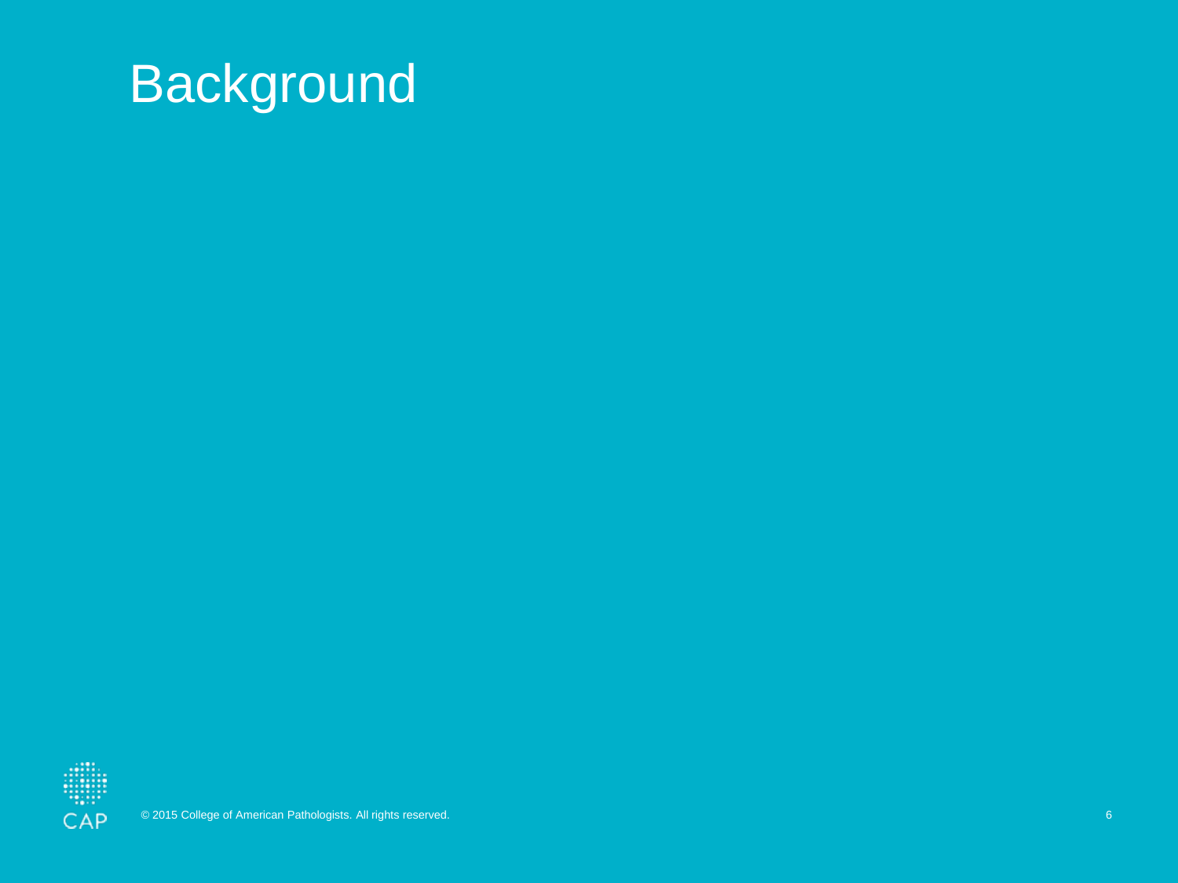# Background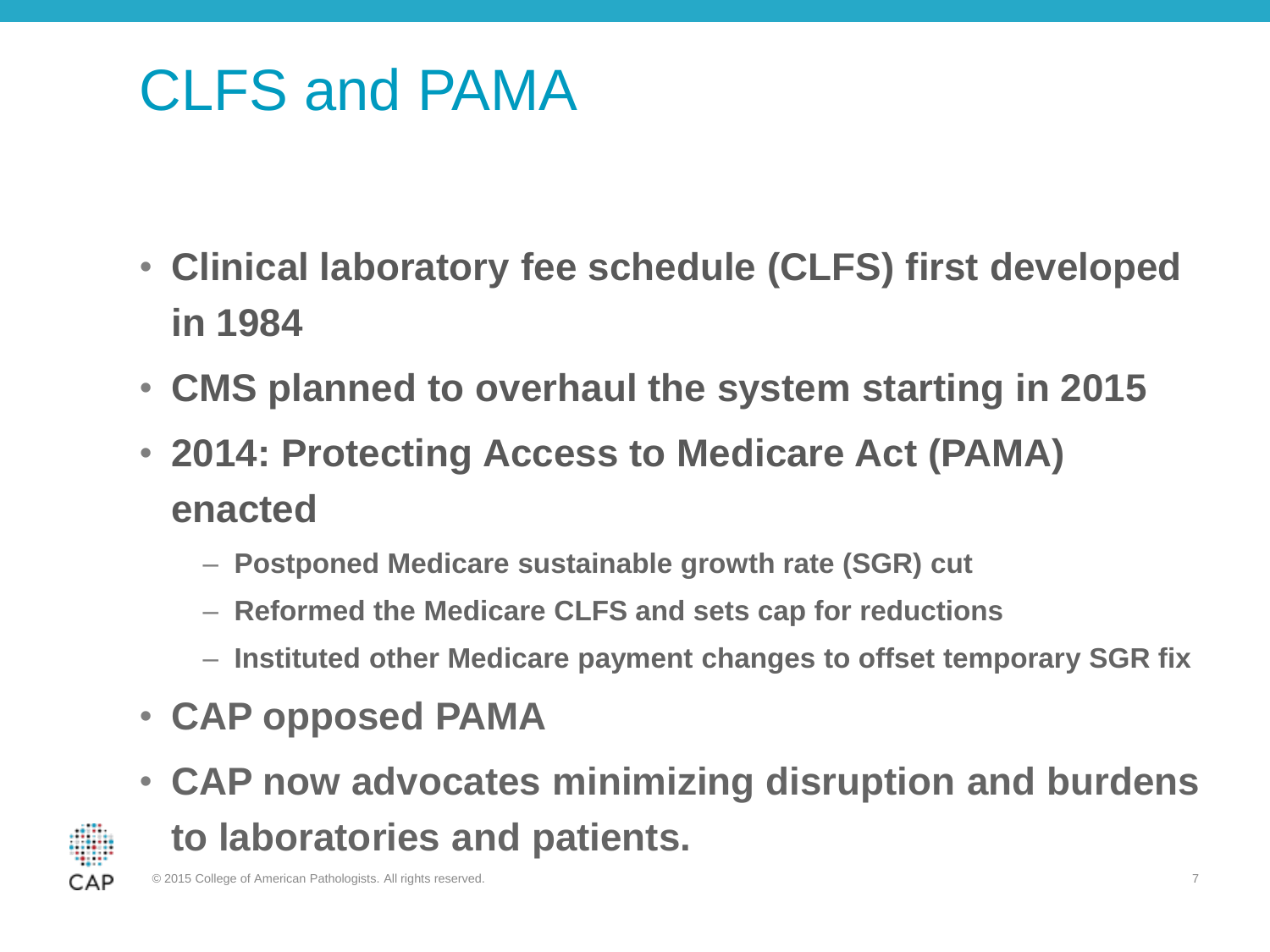# CLFS and PAMA

- **Clinical laboratory fee schedule (CLFS) first developed in 1984**
- **CMS planned to overhaul the system starting in 2015**
- **2014: Protecting Access to Medicare Act (PAMA) enacted**
  - **Postponed Medicare sustainable growth rate (SGR) cut**
  - **Reformed the Medicare CLFS and sets cap for reductions**
  - **Instituted other Medicare payment changes to offset temporary SGR fix**
- **CAP opposed PAMA**
- **CAP now advocates minimizing disruption and burdens to laboratories and patients.**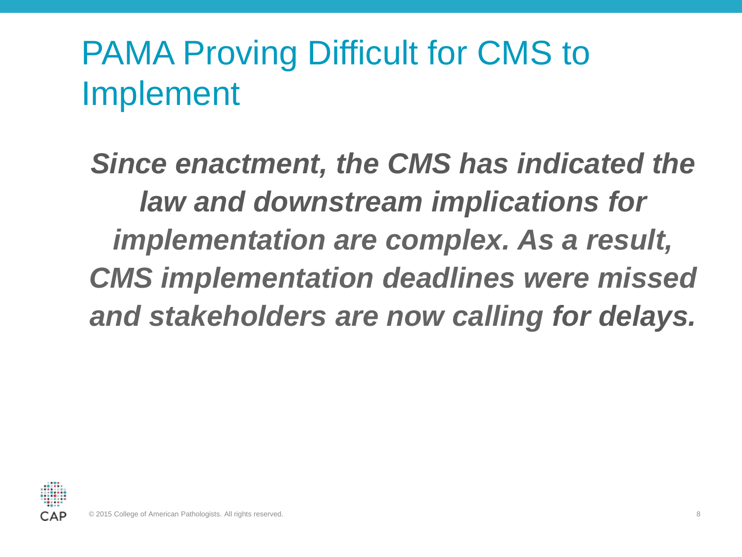# PAMA Proving Difficult for CMS to Implement

***Since enactment, the CMS has indicated the law and downstream implications for implementation are complex. As a result, CMS implementation deadlines were missed and stakeholders are now calling for delays.***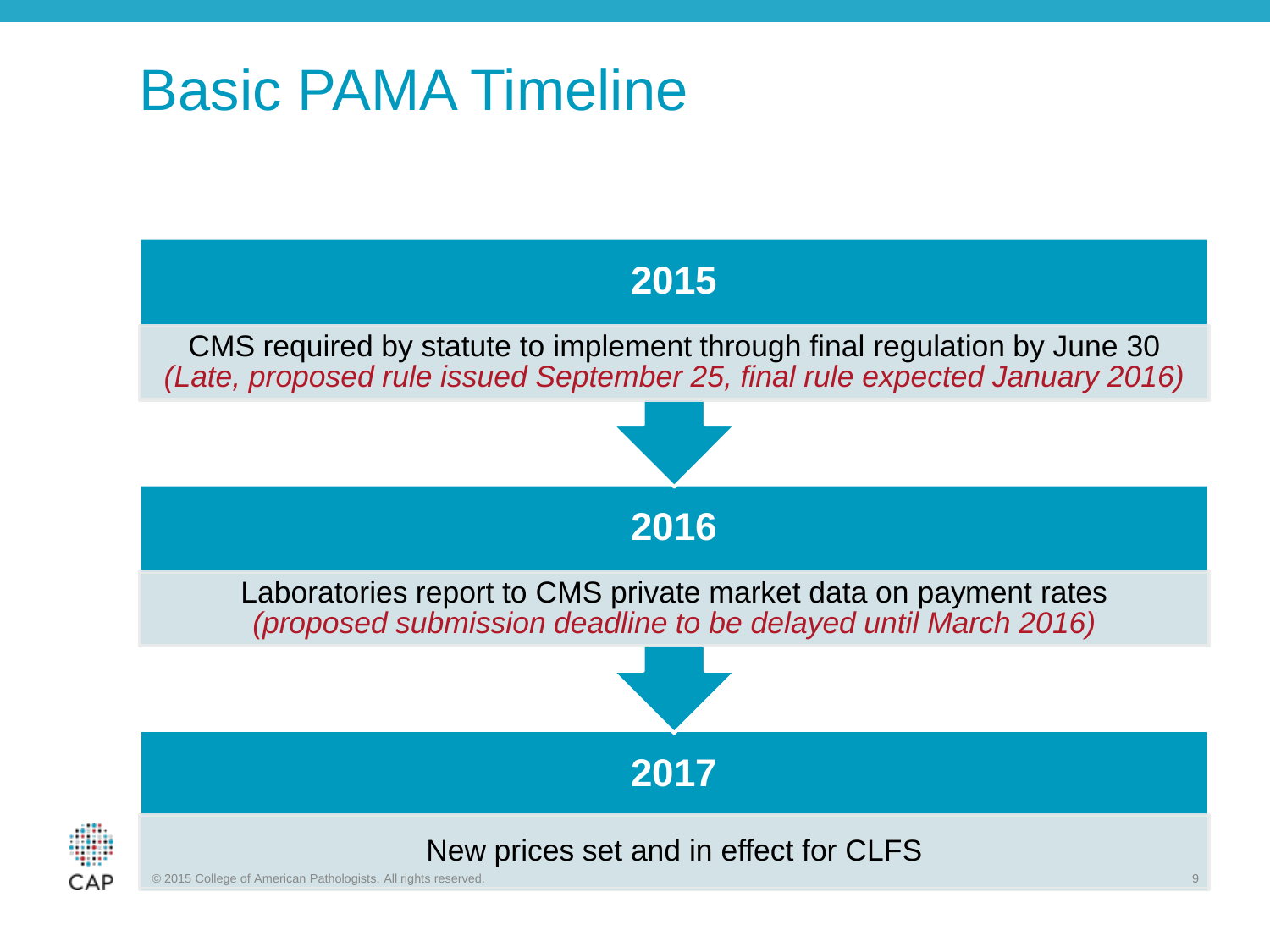# Basic PAMA Timeline

## 2015

CMS required by statute to implement through final regulation by June 30
*(Late, proposed rule issued September 25, final rule expected January 2016)*

## 2016

Laboratories report to CMS private market data on payment rates
*(proposed submission deadline to be delayed until March 2016)*

## 2017

New prices set and in effect for CLFS

© 2015 College of American Pathologists. All rights reserved.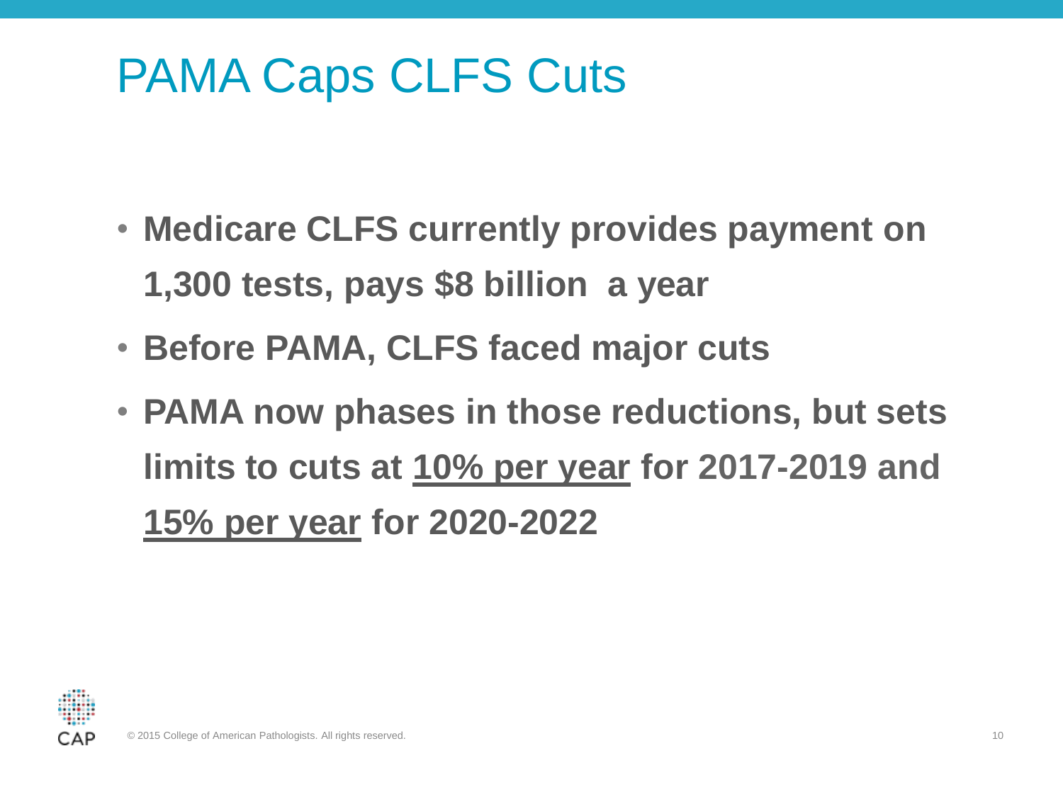# PAMA Caps CLFS Cuts

- **Medicare CLFS currently provides payment on 1,300 tests, pays $8 billion a year**
- **Before PAMA, CLFS faced major cuts**
- **PAMA now phases in those reductions, but sets limits to cuts at <u>10% per year</u> for 2017-2019 and <u>15% per year</u> for 2020-2022**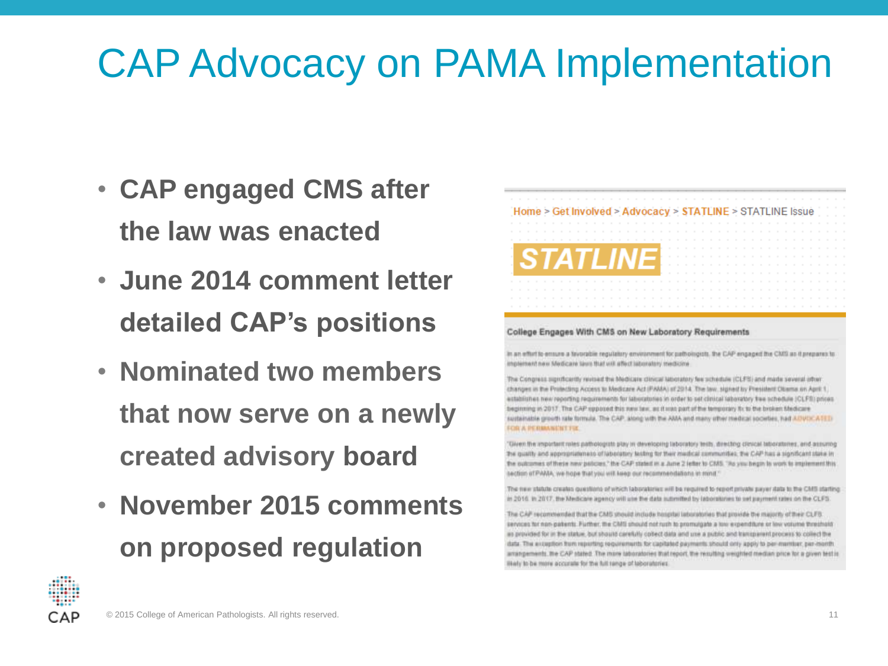# CAP Advocacy on PAMA Implementation

- **CAP engaged CMS after the law was enacted**
- **June 2014 comment letter detailed CAP's positions**
- **Nominated two members that now serve on a newly created advisory board**
- **November 2015 comments on proposed regulation**

Home > Get Involved > Advocacy > STATLINE > STATLINE Issue

**STATLINE**

**College Engages With CMS on New Laboratory Requirements**

In an effort to ensure a favorable regulatory environment for pathologists, the CAP engaged the CMS as it prepares to implement new Medicare laws that will affect laboratory medicine.

The Congress significantly revised the Medicare clinical laboratory fee schedule (CLFS) and made several other changes in the Protecting Access to Medicare Act (PAMA) of 2014. The law, signed by President Obama on April 1, establishes new reporting requirements for laboratories in order to set clinical laboratory fee schedule (CLFS) prices beginning in 2017. The CAP opposed this new law, as it was part of the temporary fix to the broken Medicare sustainable growth rate formula. The CAP, along with the AMA and many other medical societies, had ADVOCATED FOR A PERMANENT FIX.

"Given the important roles pathologists play in developing laboratory tests, directing clinical laboratories, and assuring the quality and appropriateness of laboratory testing for their medical communities, the CAP has a significant stake in the outcomes of these new policies," the CAP stated in a June 2 letter to CMS. "As you begin to work to implement this section of PAMA, we hope that you will keep our recommendations in mind."

The new statute creates questions of which laboratories will be required to report private payer data to the CMS starting in 2016. In 2017, the Medicare agency will use the data submitted by laboratories to set payment rates on the CLFS.

The CAP recommended that the CMS should include hospital laboratories that provide the majority of their CLFS services for non-patients. Further, the CMS should not rush to promulgate a low expenditure or low volume threshold as provided for in the statute, but should carefully collect data and use a public and transparent process to collect the data. The exception from reporting requirements for capitated payments should only apply to per-member, per-month arrangements, the CAP stated. The more laboratories that report, the resulting weighted median price for a given test is likely to be more accurate for the full range of laboratories.

© 2015 College of American Pathologists. All rights reserved.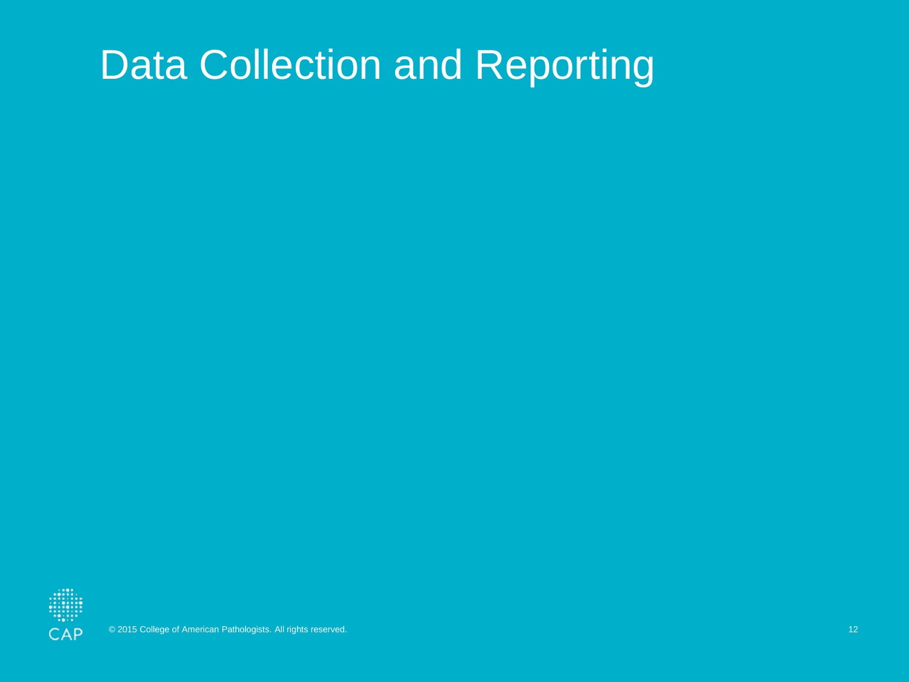# Data Collection and Reporting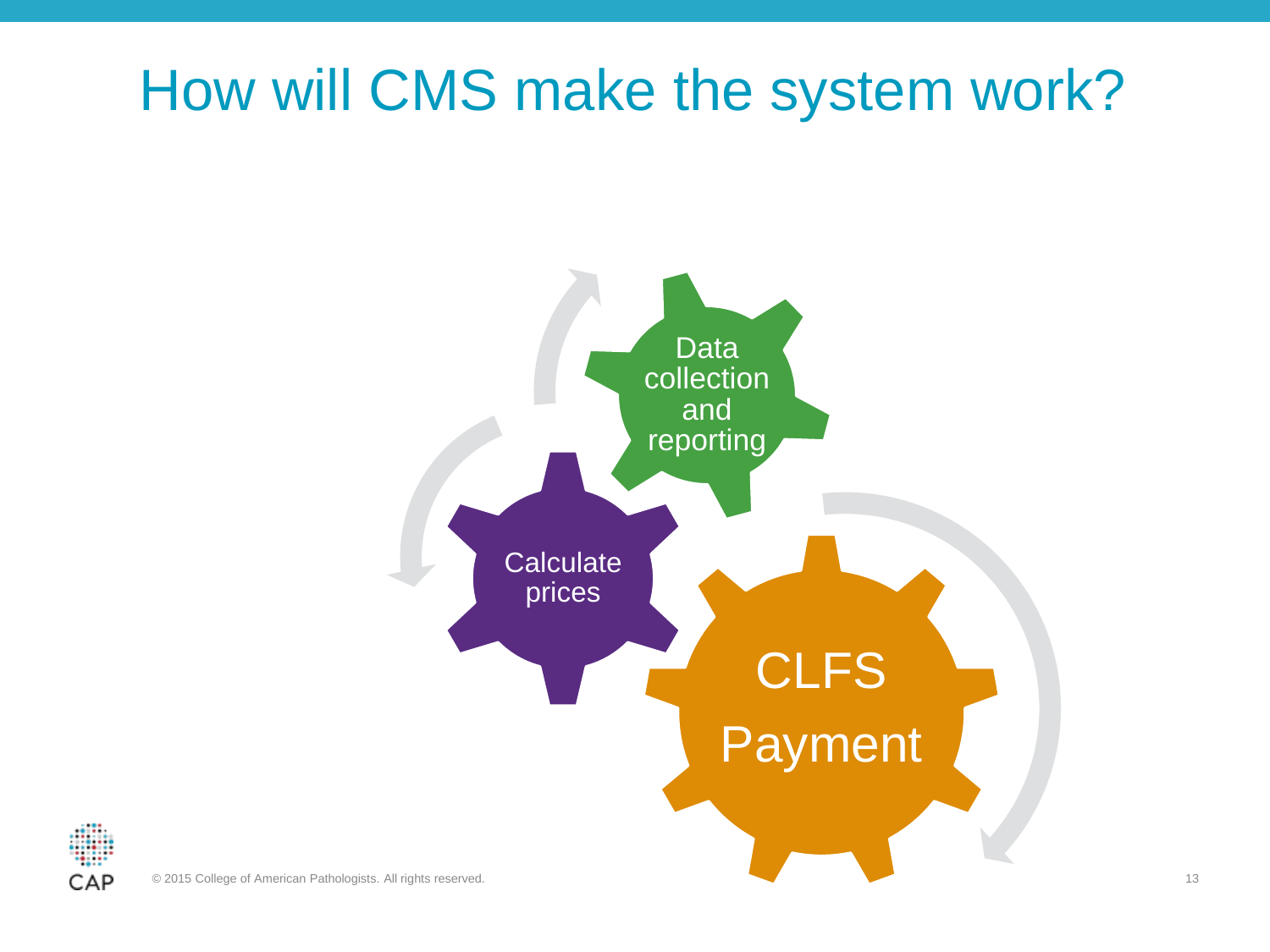# How will CMS make the system work?

Data collection and reporting

Calculate prices

CLFS Payment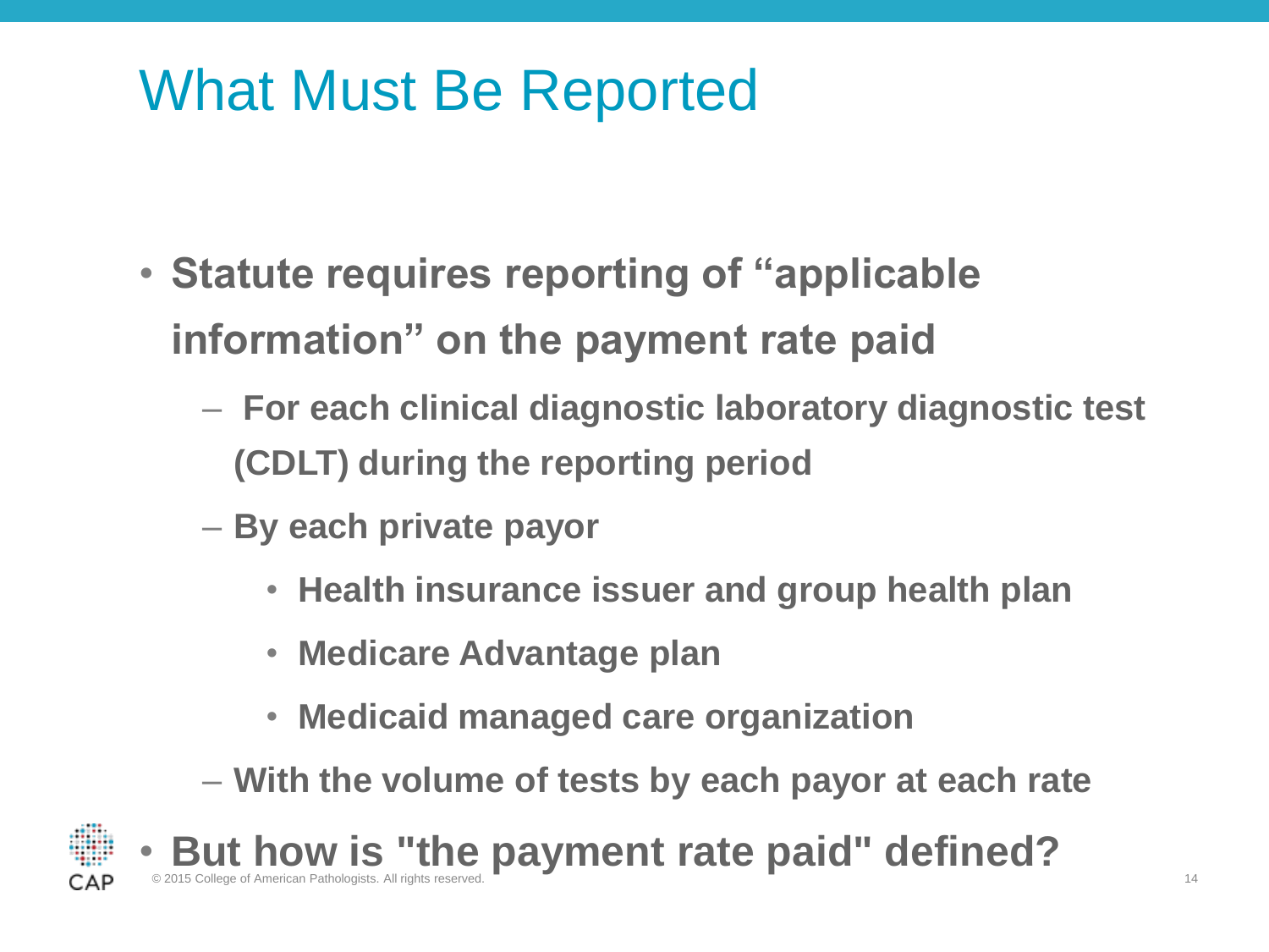# What Must Be Reported

- **Statute requires reporting of "applicable information" on the payment rate paid**
  - **For each clinical diagnostic laboratory diagnostic test (CDLT) during the reporting period**
  - **By each private payor**
    - **Health insurance issuer and group health plan**
    - **Medicare Advantage plan**
    - **Medicaid managed care organization**
  - **With the volume of tests by each payor at each rate**
- **But how is "the payment rate paid" defined?**

© 2015 College of American Pathologists. All rights reserved.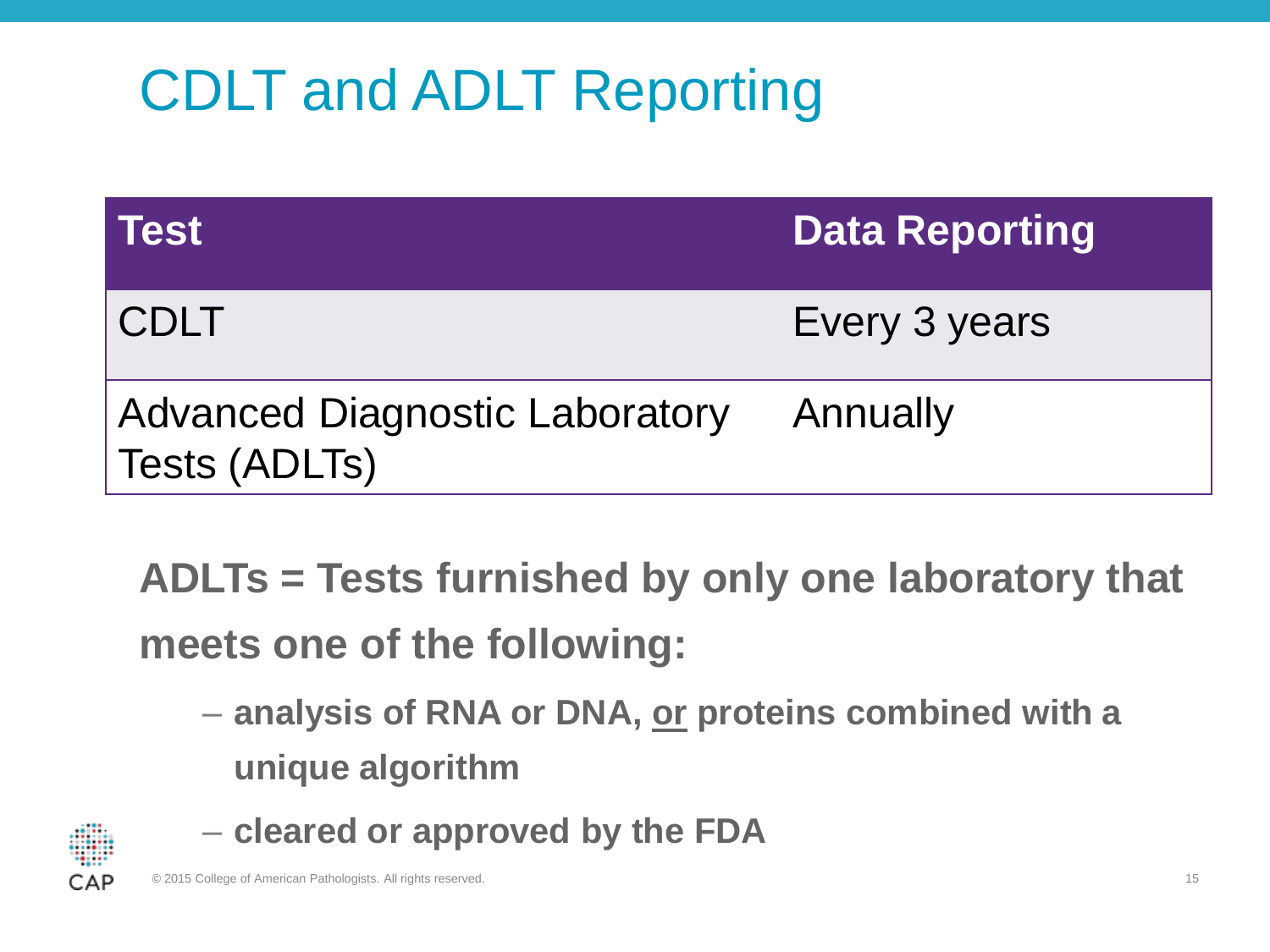# CDLT and ADLT Reporting

| Test | Data Reporting |
| --- | --- |
| CDLT | Every 3 years |
| Advanced Diagnostic Laboratory Tests (ADLTs) | Annually |

**ADLTs = Tests furnished by only one laboratory that meets one of the following:**

- **analysis of RNA or DNA, <u>or</u> proteins combined with a unique algorithm**
- **cleared or approved by the FDA**

© 2015 College of American Pathologists. All rights reserved.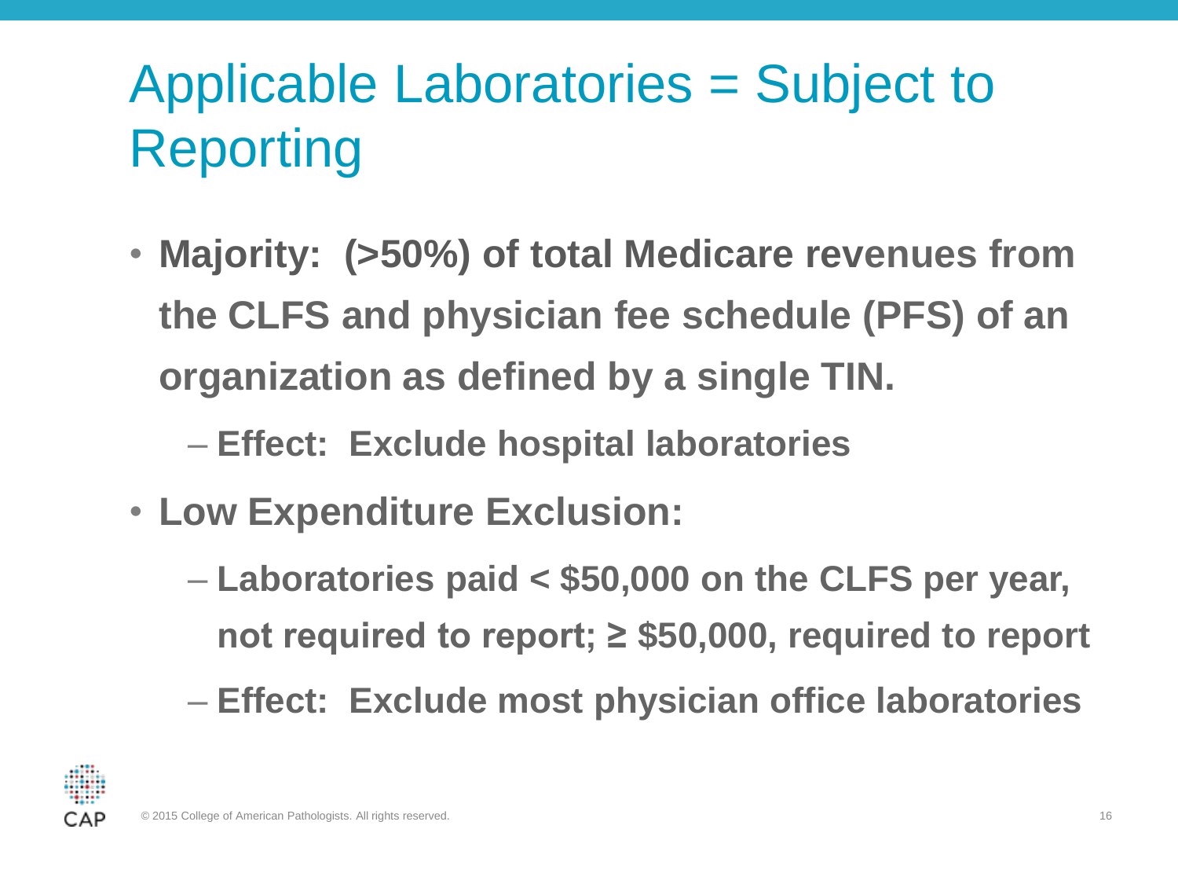# Applicable Laboratories = Subject to Reporting

- **Majority: (>50%) of total Medicare revenues from the CLFS and physician fee schedule (PFS) of an organization as defined by a single TIN.**
  - **Effect: Exclude hospital laboratories**
- **Low Expenditure Exclusion:**
  - **Laboratories paid < $50,000 on the CLFS per year, not required to report; ≥ $50,000, required to report**
  - **Effect: Exclude most physician office laboratories**

© 2015 College of American Pathologists. All rights reserved.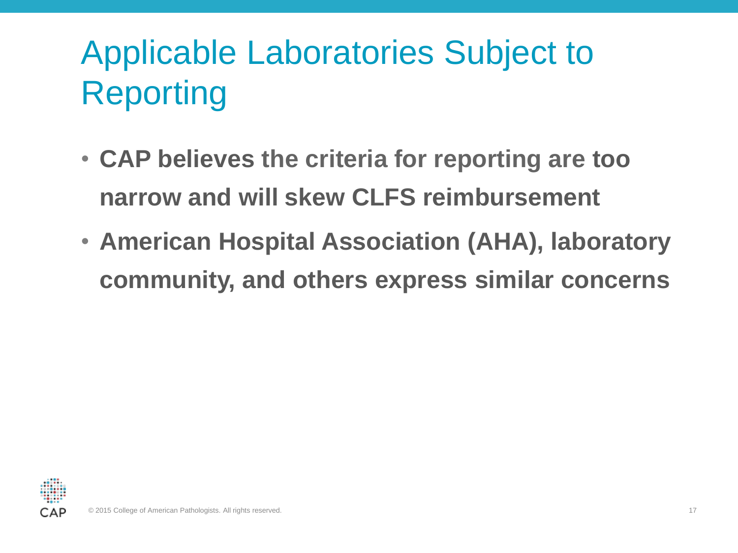# Applicable Laboratories Subject to Reporting

- **CAP believes the criteria for reporting are too narrow and will skew CLFS reimbursement**
- **American Hospital Association (AHA), laboratory community, and others express similar concerns**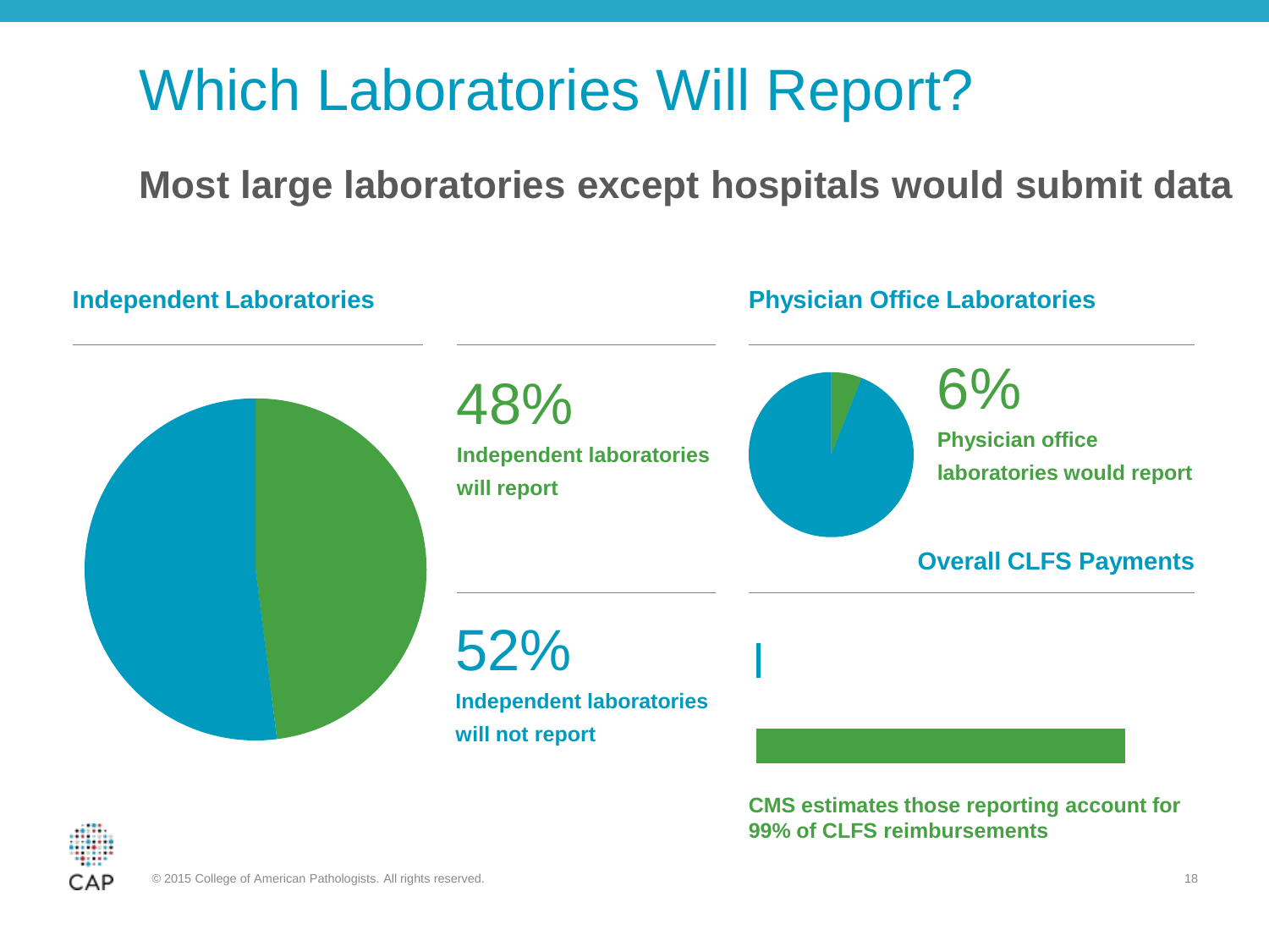# Which Laboratories Will Report?

## Most large laboratories except hospitals would submit data

### Independent Laboratories

48%

**Independent laboratories will report**

52%

**Independent laboratories will not report**

### Physician Office Laboratories

6%

**Physician office laboratories would report**

**Overall CLFS Payments**

**CMS estimates those reporting account for 99% of CLFS reimbursements**

© 2015 College of American Pathologists. All rights reserved.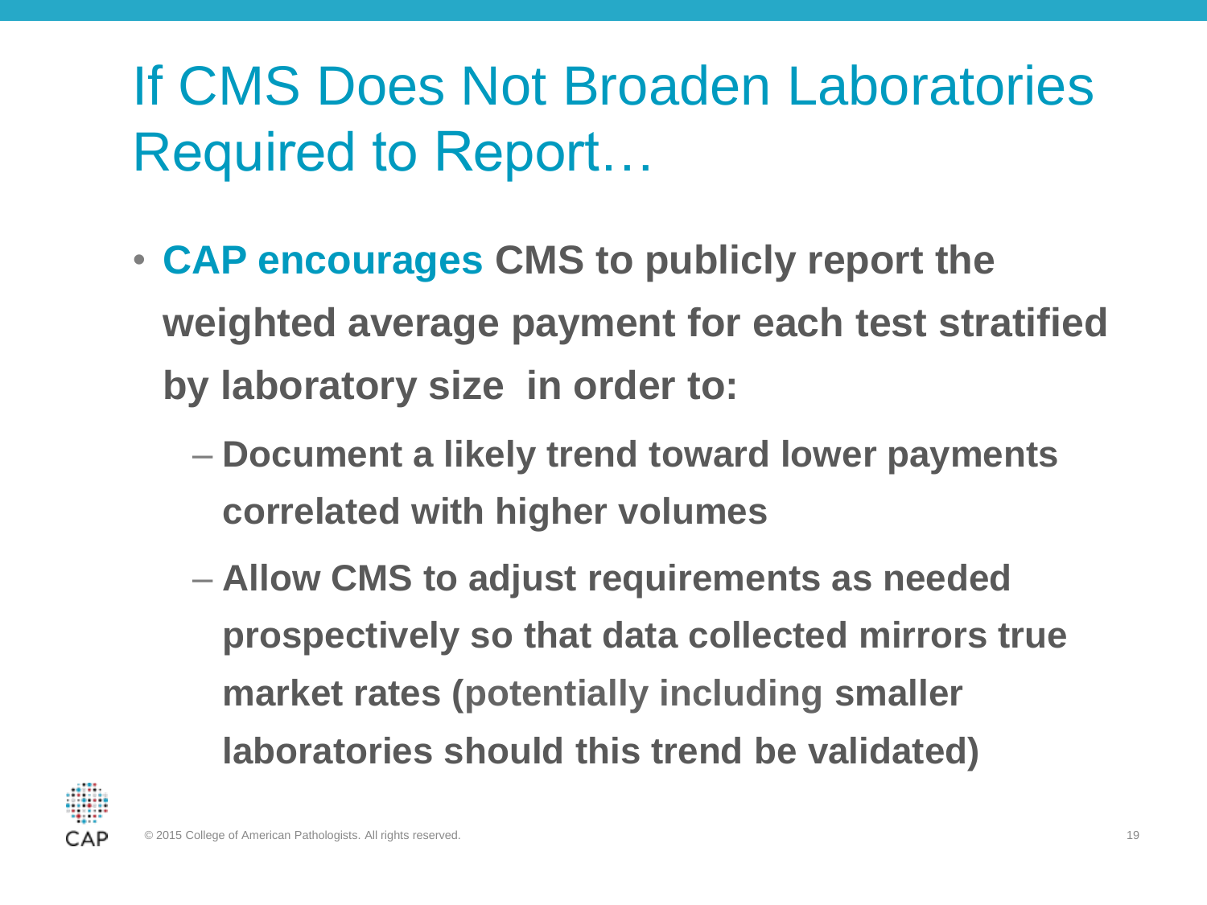# If CMS Does Not Broaden Laboratories Required to Report…

- **CAP encourages CMS to publicly report the weighted average payment for each test stratified by laboratory size in order to:**
  - **Document a likely trend toward lower payments correlated with higher volumes**
  - **Allow CMS to adjust requirements as needed prospectively so that data collected mirrors true market rates (potentially including smaller laboratories should this trend be validated)**

© 2015 College of American Pathologists. All rights reserved.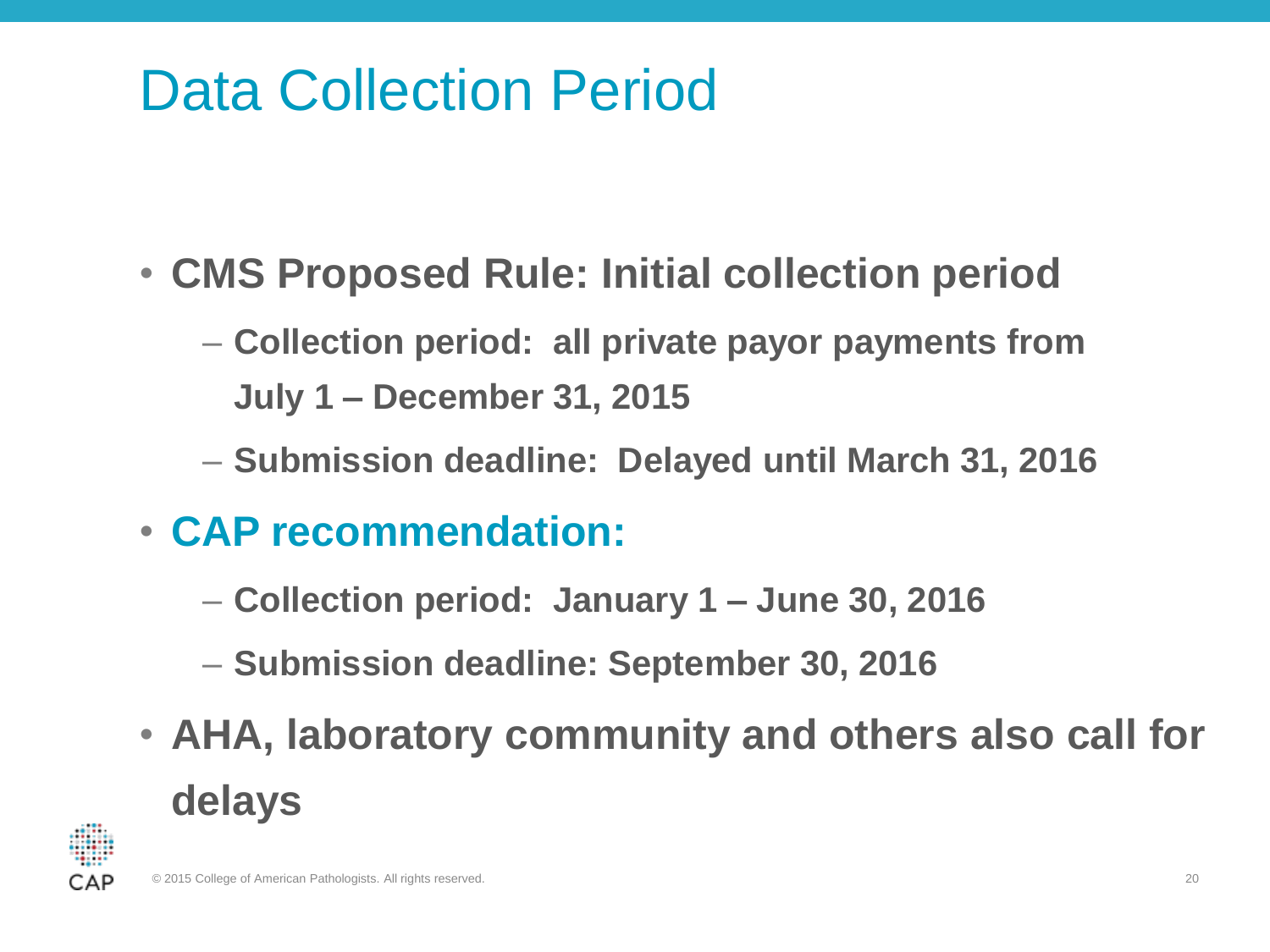# Data Collection Period

- **CMS Proposed Rule: Initial collection period**
  - **Collection period: all private payor payments from July 1 – December 31, 2015**
  - **Submission deadline: Delayed until March 31, 2016**
- **CAP recommendation:**
  - **Collection period: January 1 – June 30, 2016**
  - **Submission deadline: September 30, 2016**
- **AHA, laboratory community and others also call for delays**

© 2015 College of American Pathologists. All rights reserved.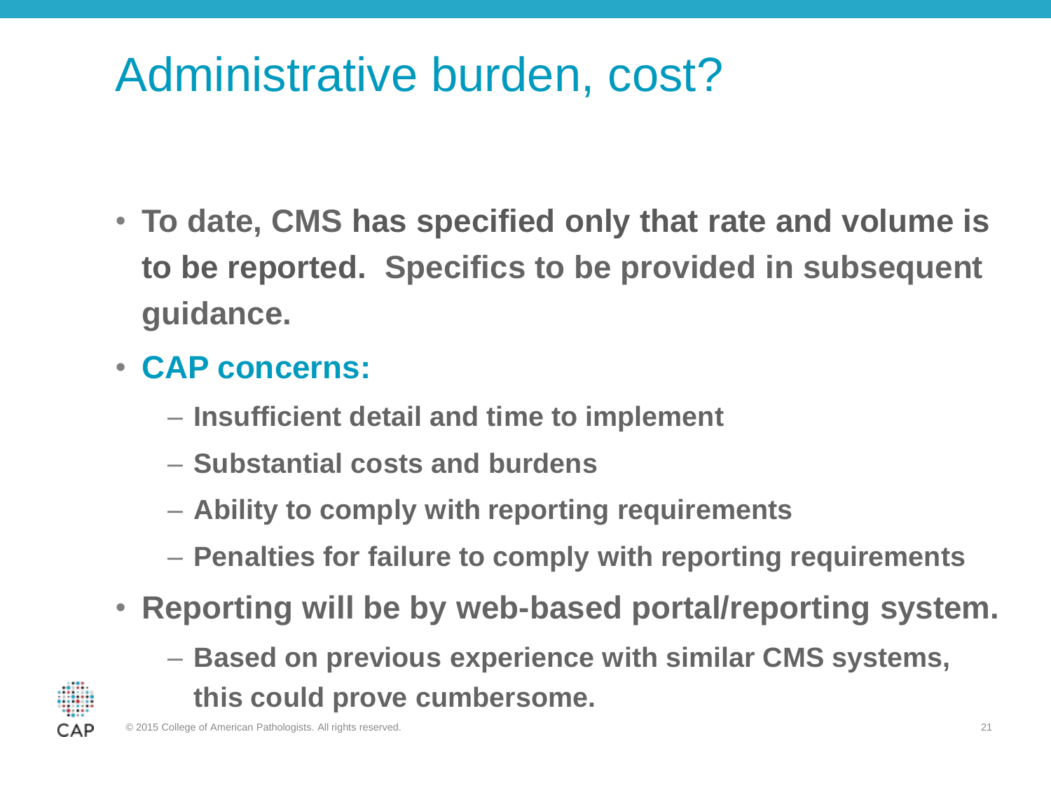# Administrative burden, cost?

- **To date, CMS has specified only that rate and volume is to be reported. Specifics to be provided in subsequent guidance.**
- **CAP concerns:**
  - **Insufficient detail and time to implement**
  - **Substantial costs and burdens**
  - **Ability to comply with reporting requirements**
  - **Penalties for failure to comply with reporting requirements**
- **Reporting will be by web-based portal/reporting system.**
  - **Based on previous experience with similar CMS systems, this could prove cumbersome.**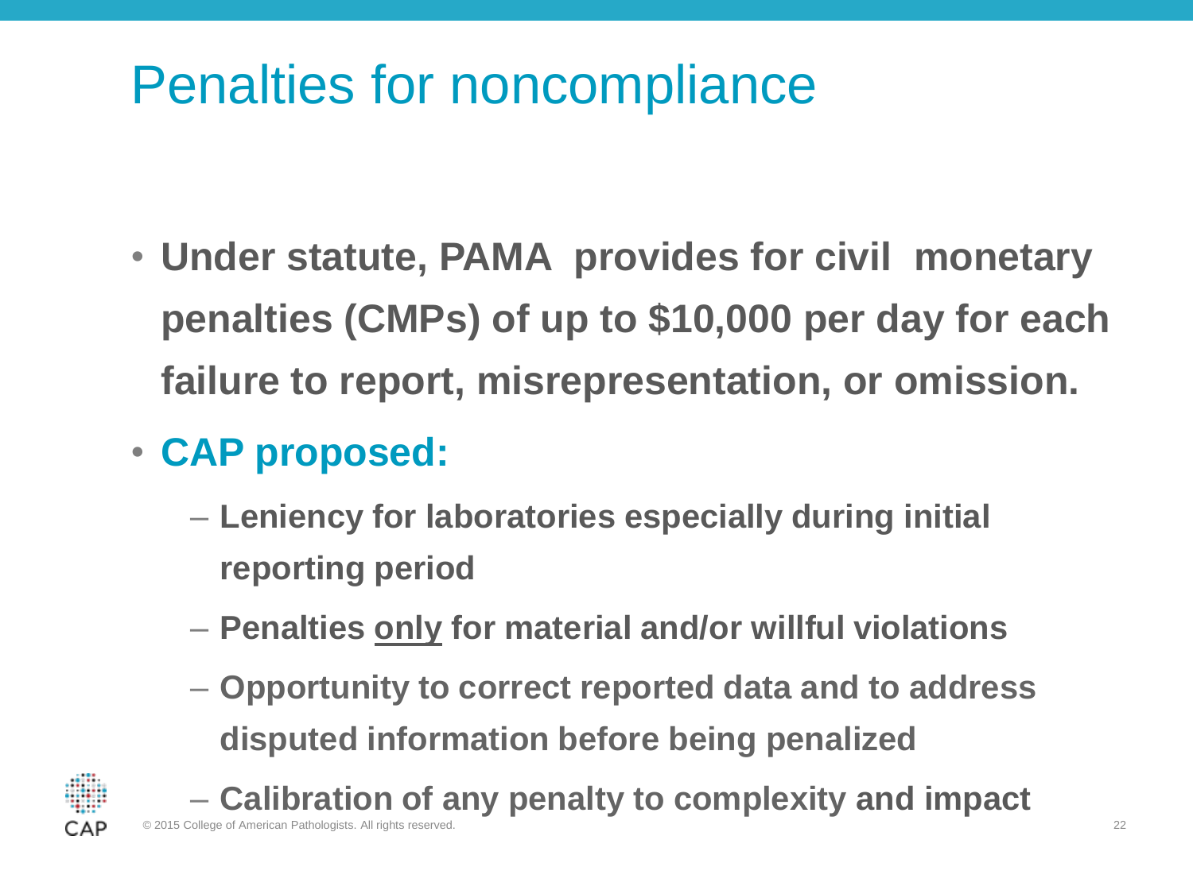# Penalties for noncompliance

- **Under statute, PAMA provides for civil monetary penalties (CMPs) of up to $10,000 per day for each failure to report, misrepresentation, or omission.**
- **CAP proposed:**
  - **Leniency for laboratories especially during initial reporting period**
  - **Penalties <u>only</u> for material and/or willful violations**
  - **Opportunity to correct reported data and to address disputed information before being penalized**
  - **Calibration of any penalty to complexity and impact**

© 2015 College of American Pathologists. All rights reserved.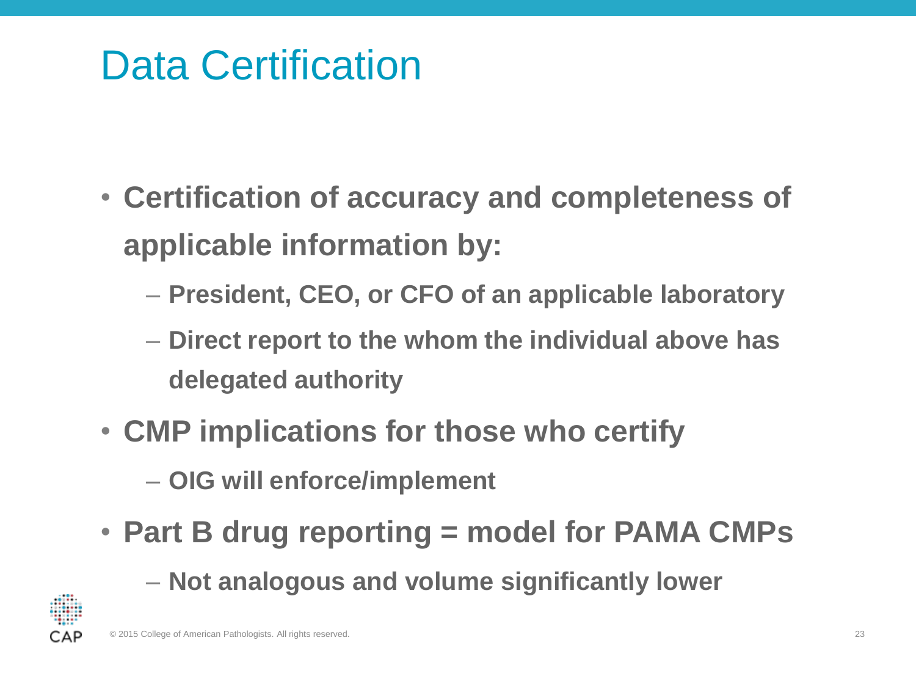# Data Certification

- **Certification of accuracy and completeness of applicable information by:**
  - **President, CEO, or CFO of an applicable laboratory**
  - **Direct report to the whom the individual above has delegated authority**
- **CMP implications for those who certify**
  - **OIG will enforce/implement**
- **Part B drug reporting = model for PAMA CMPs**
  - **Not analogous and volume significantly lower**

© 2015 College of American Pathologists. All rights reserved.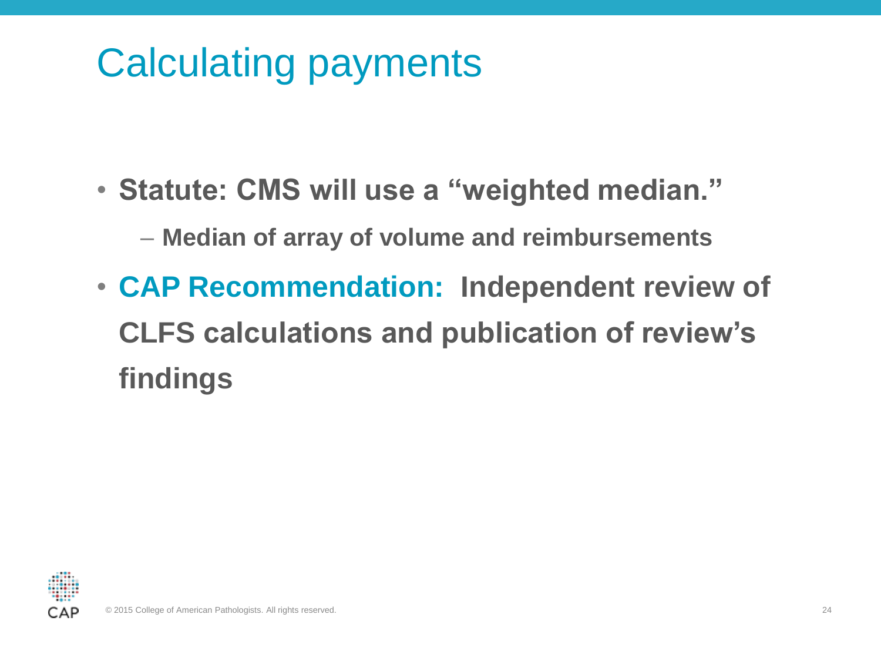# Calculating payments

- **Statute: CMS will use a "weighted median."**
  - **Median of array of volume and reimbursements**
- **CAP Recommendation: Independent review of CLFS calculations and publication of review's findings**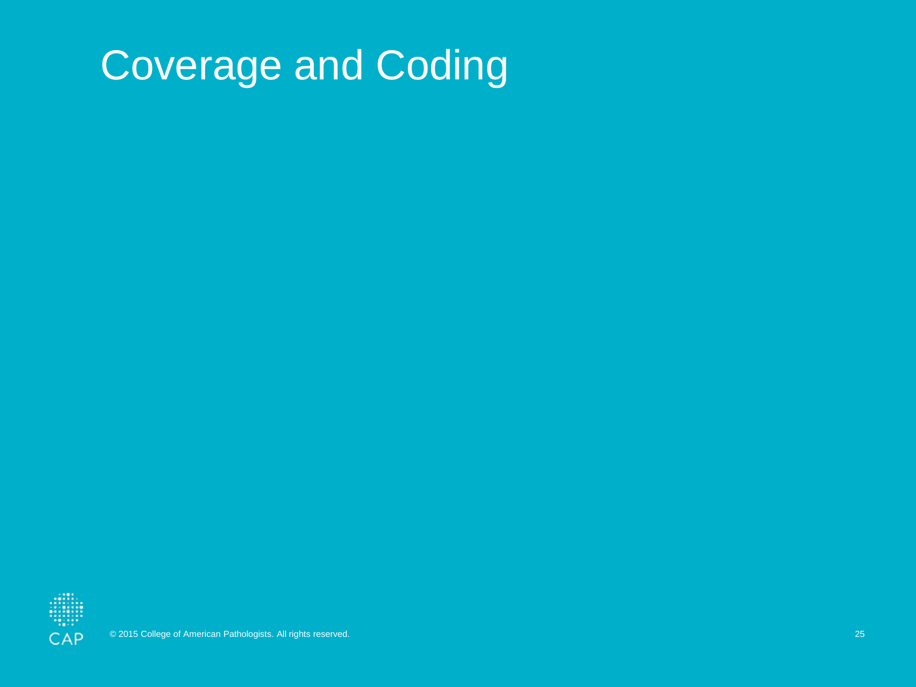# Coverage and Coding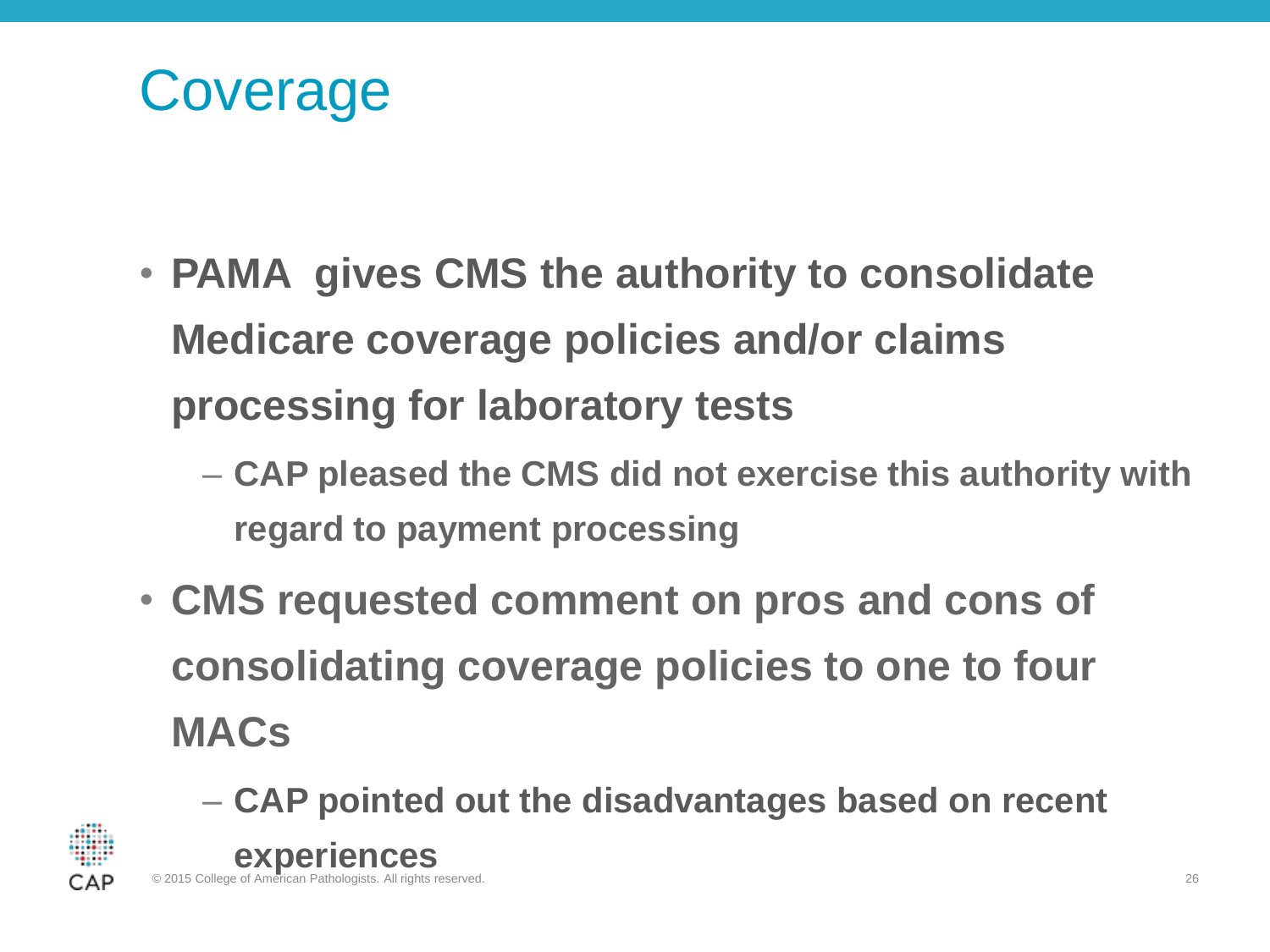# Coverage

- **PAMA gives CMS the authority to consolidate Medicare coverage policies and/or claims processing for laboratory tests**
  - **CAP pleased the CMS did not exercise this authority with regard to payment processing**
- **CMS requested comment on pros and cons of consolidating coverage policies to one to four MACs**
  - **CAP pointed out the disadvantages based on recent experiences**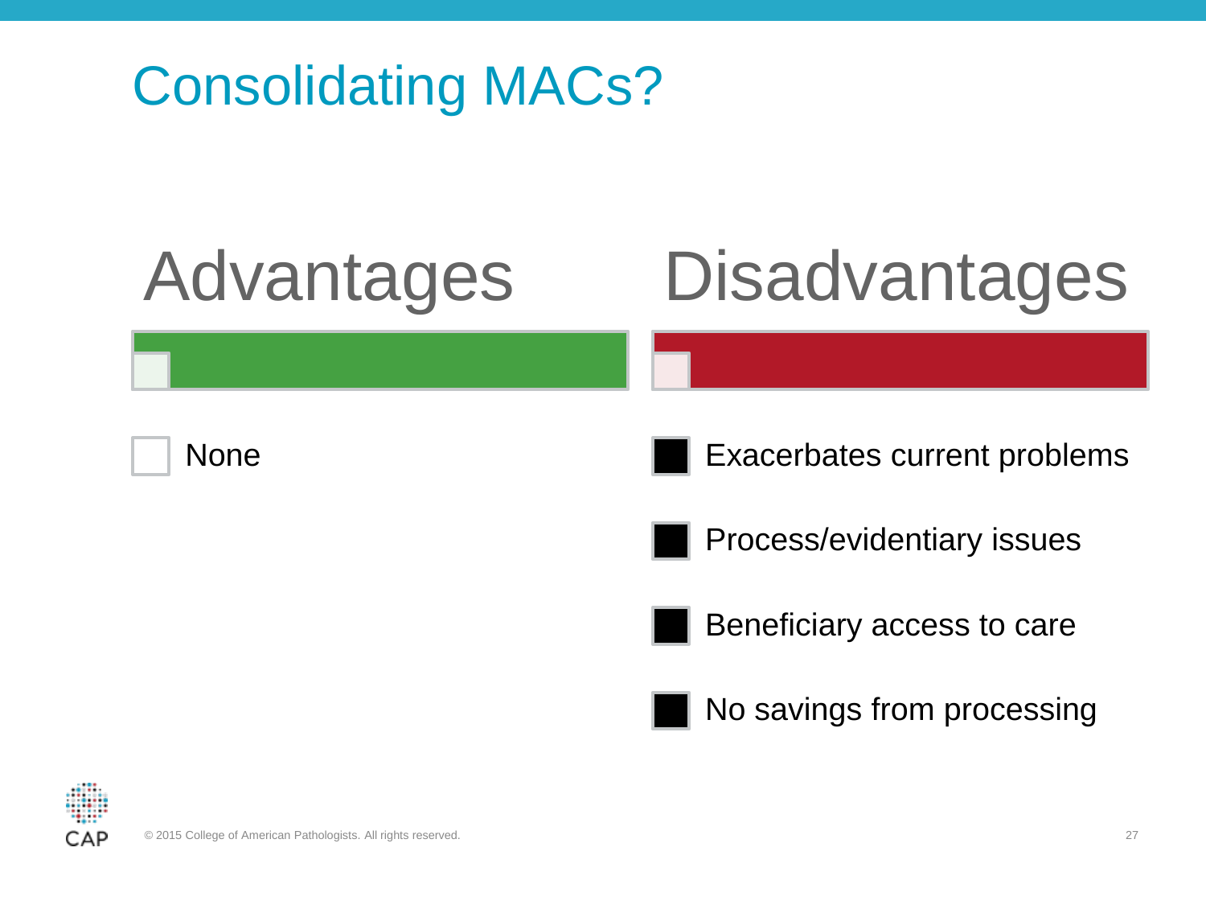# Consolidating MACs?

## Advantages

- None

## Disadvantages

- Exacerbates current problems
- Process/evidentiary issues
- Beneficiary access to care
- No savings from processing

© 2015 College of American Pathologists. All rights reserved.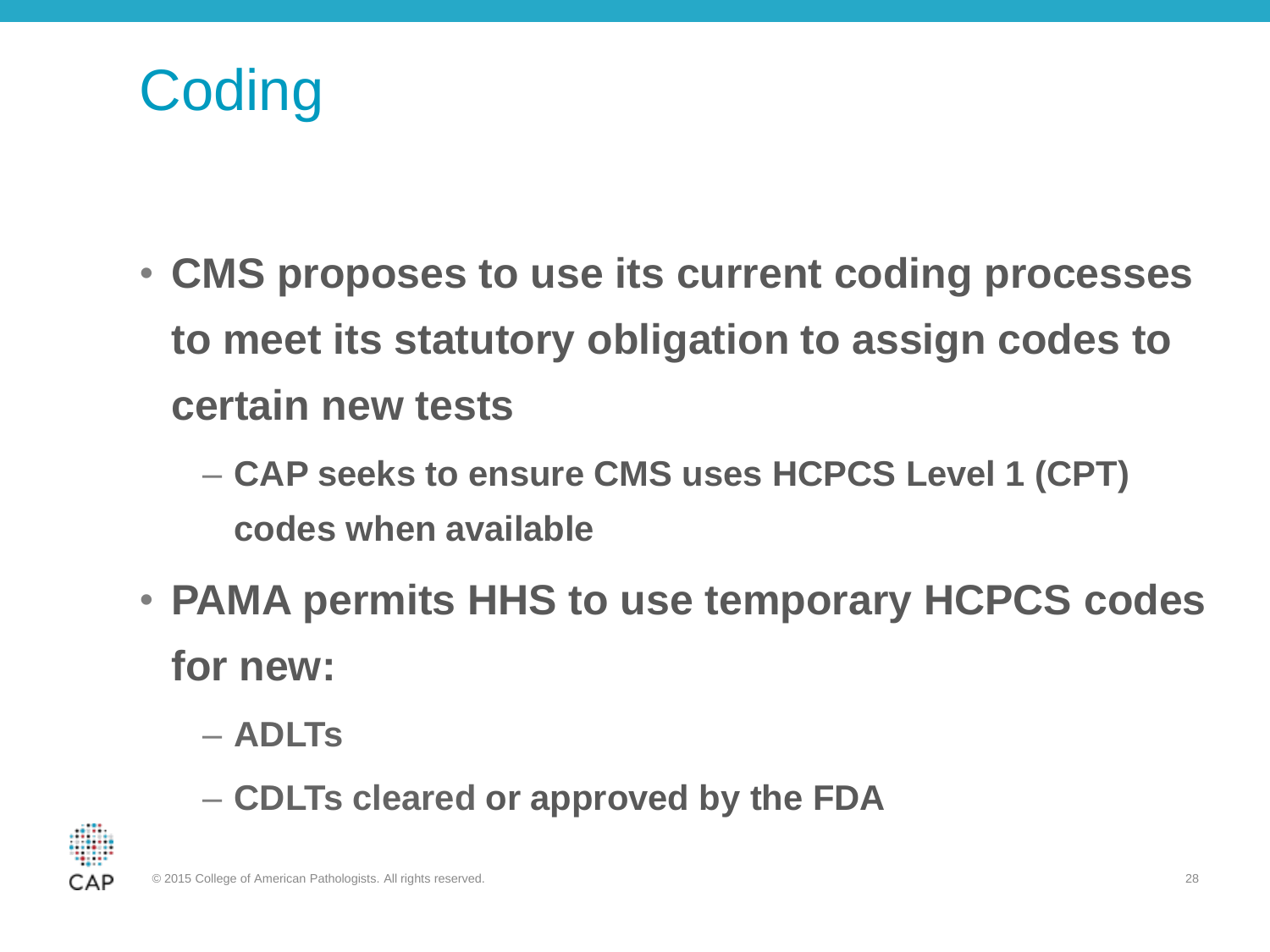# Coding

- **CMS proposes to use its current coding processes to meet its statutory obligation to assign codes to certain new tests**
  - **CAP seeks to ensure CMS uses HCPCS Level 1 (CPT) codes when available**
- **PAMA permits HHS to use temporary HCPCS codes for new:**
  - **ADLTs**
  - **CDLTs cleared or approved by the FDA**

© 2015 College of American Pathologists. All rights reserved.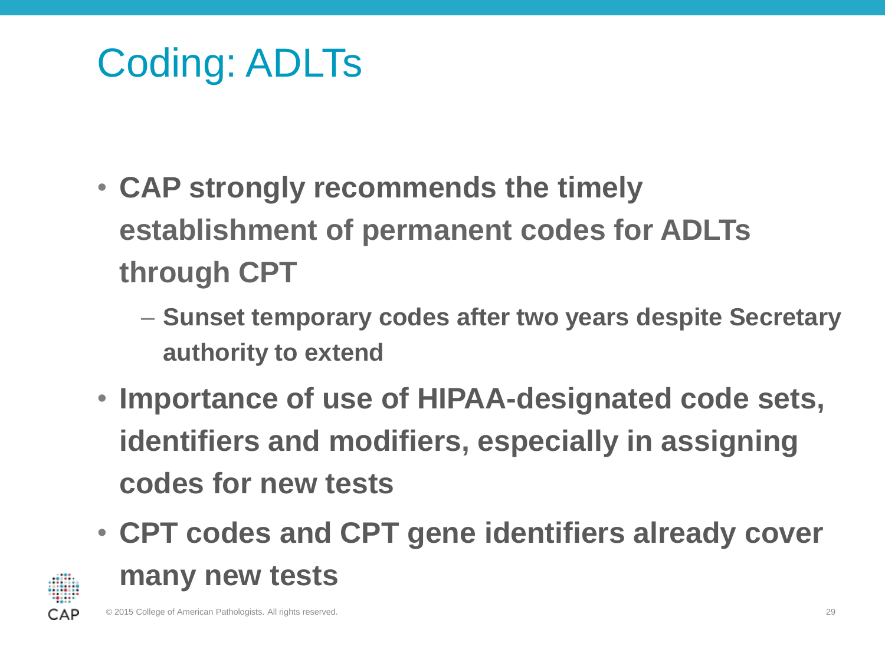# Coding: ADLTs

- **CAP strongly recommends the timely establishment of permanent codes for ADLTs through CPT**
  - **Sunset temporary codes after two years despite Secretary authority to extend**
- **Importance of use of HIPAA-designated code sets, identifiers and modifiers, especially in assigning codes for new tests**
- **CPT codes and CPT gene identifiers already cover many new tests**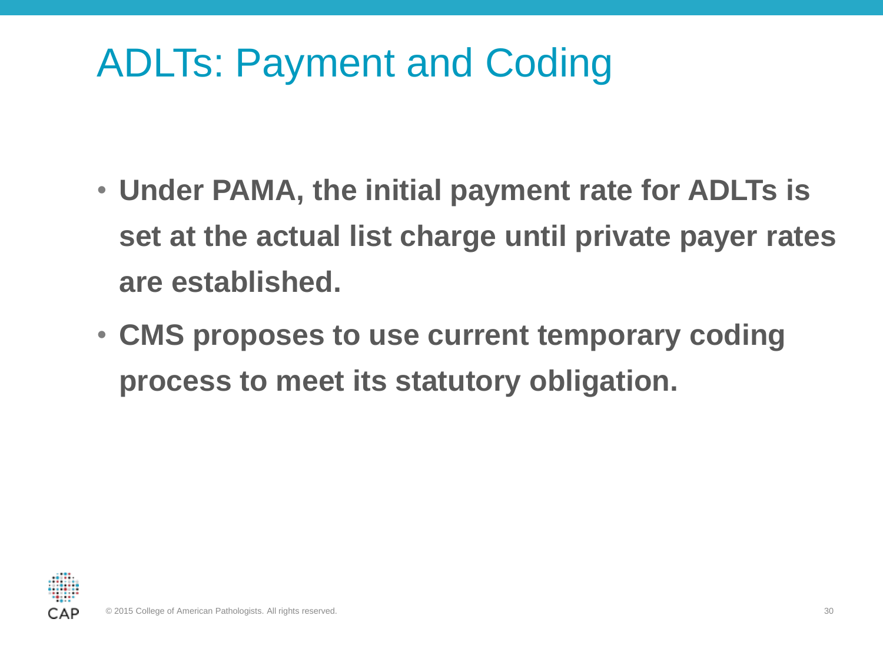# ADLTs: Payment and Coding

- **Under PAMA, the initial payment rate for ADLTs is set at the actual list charge until private payer rates are established.**
- **CMS proposes to use current temporary coding process to meet its statutory obligation.**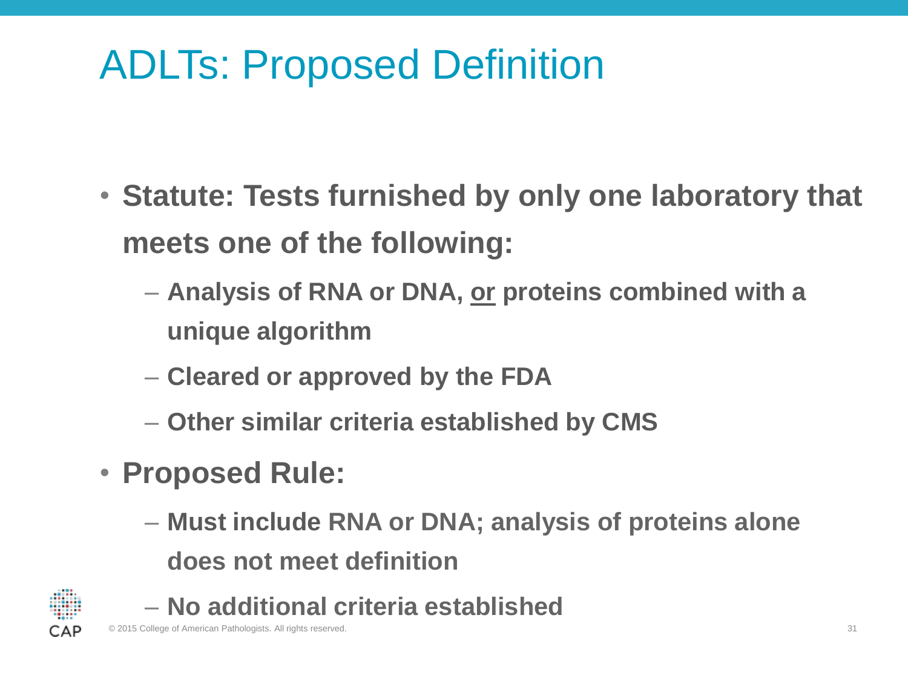# ADLTs: Proposed Definition

- **Statute: Tests furnished by only one laboratory that meets one of the following:**
  - **Analysis of RNA or DNA, <u>or</u> proteins combined with a unique algorithm**
  - **Cleared or approved by the FDA**
  - **Other similar criteria established by CMS**
- **Proposed Rule:**
  - **Must include RNA or DNA; analysis of proteins alone does not meet definition**
  - **No additional criteria established**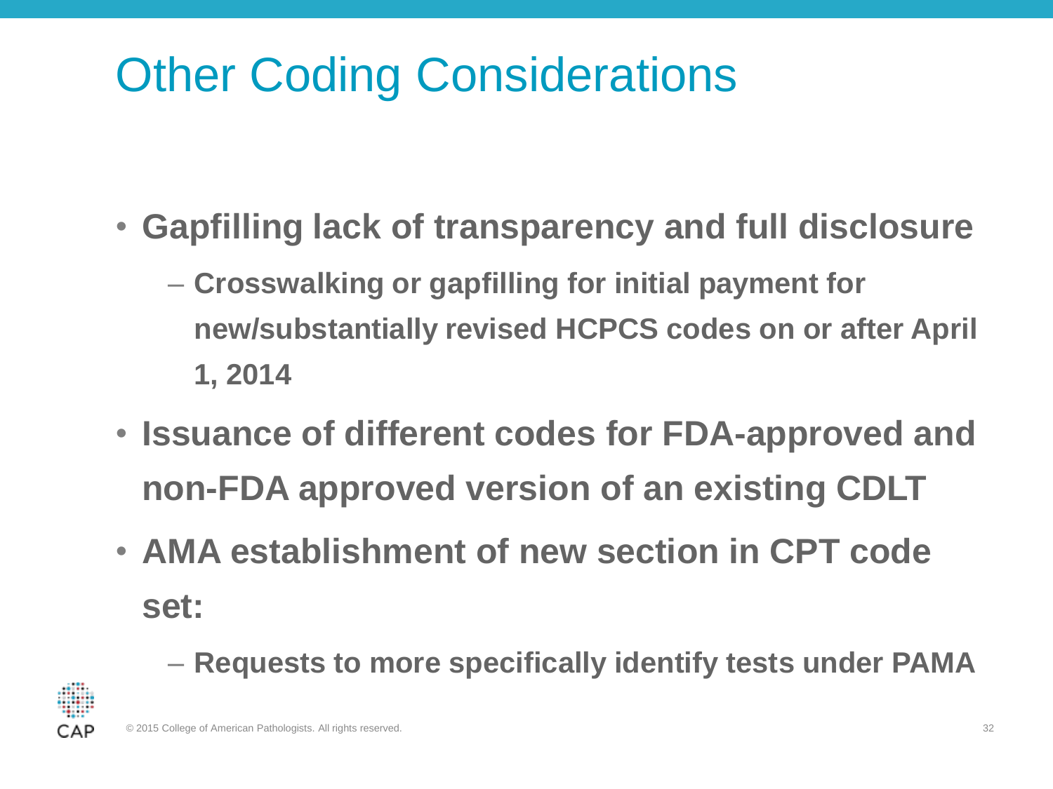# Other Coding Considerations

- **Gapfilling lack of transparency and full disclosure**
  - **Crosswalking or gapfilling for initial payment for new/substantially revised HCPCS codes on or after April 1, 2014**
- **Issuance of different codes for FDA-approved and non-FDA approved version of an existing CDLT**
- **AMA establishment of new section in CPT code set:**
  - **Requests to more specifically identify tests under PAMA**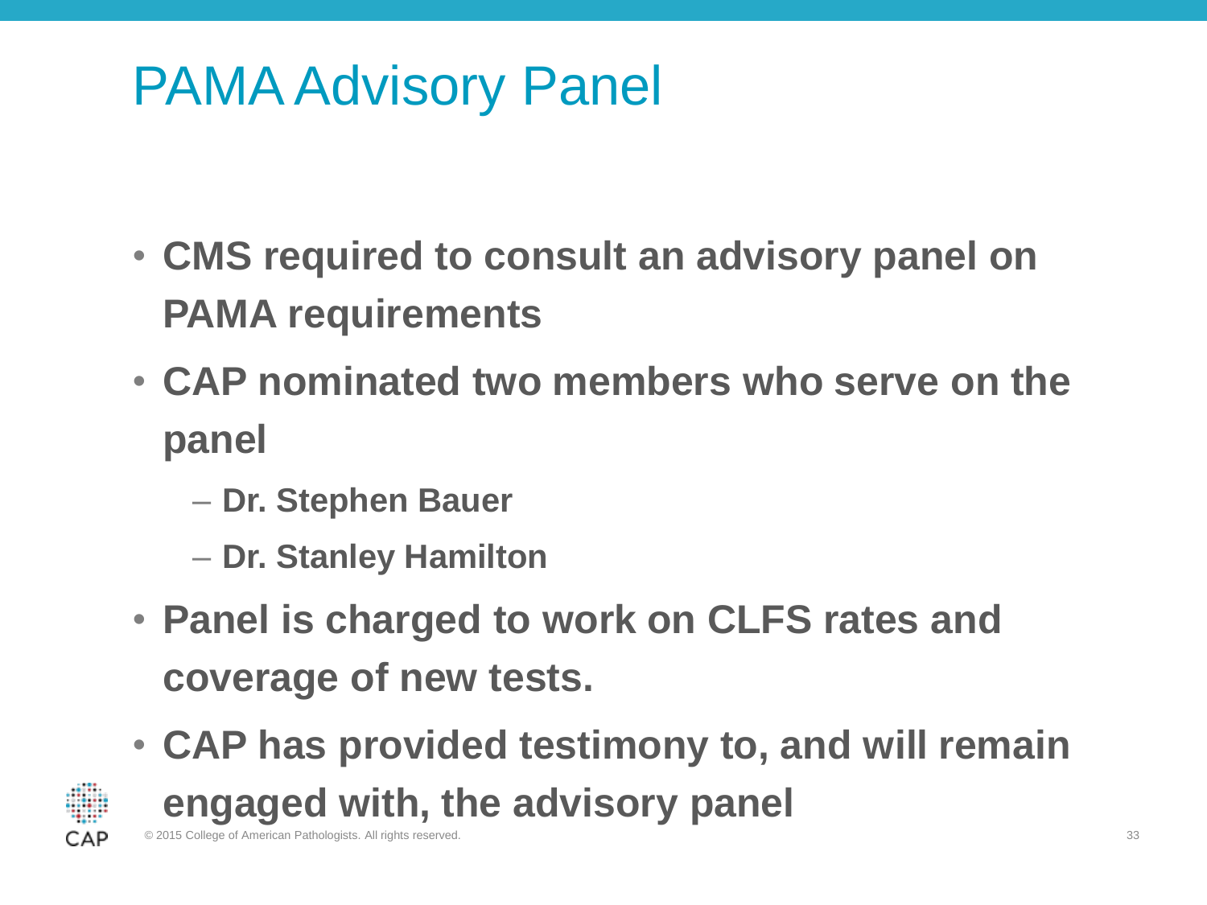# PAMA Advisory Panel

- **CMS required to consult an advisory panel on PAMA requirements**
- **CAP nominated two members who serve on the panel**
  - **Dr. Stephen Bauer**
  - **Dr. Stanley Hamilton**
- **Panel is charged to work on CLFS rates and coverage of new tests.**
- **CAP has provided testimony to, and will remain engaged with, the advisory panel**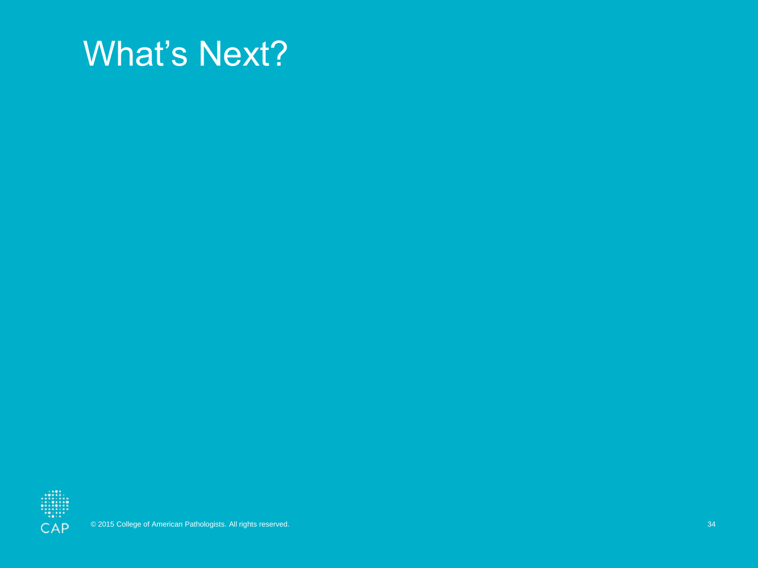# What's Next?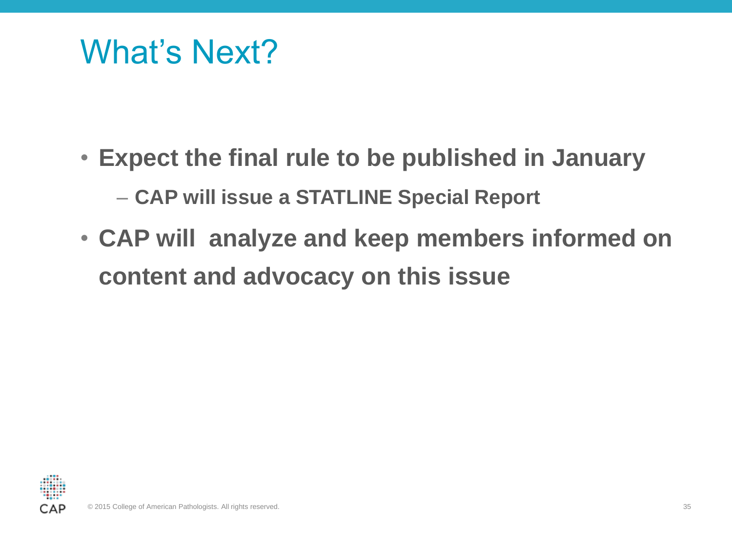# What's Next?

- **Expect the final rule to be published in January**
  - **CAP will issue a STATLINE Special Report**
- **CAP will  analyze and keep members informed on content and advocacy on this issue**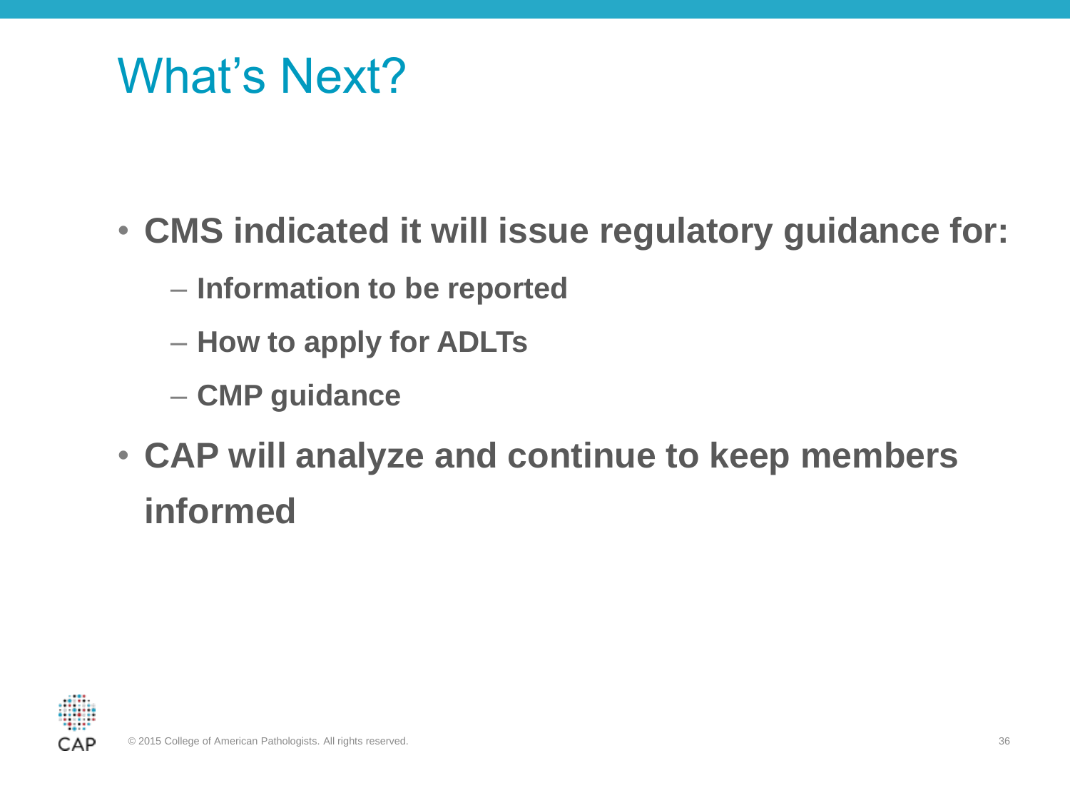# What's Next?

- **CMS indicated it will issue regulatory guidance for:**
  - **Information to be reported**
  - **How to apply for ADLTs**
  - **CMP guidance**
- **CAP will analyze and continue to keep members informed**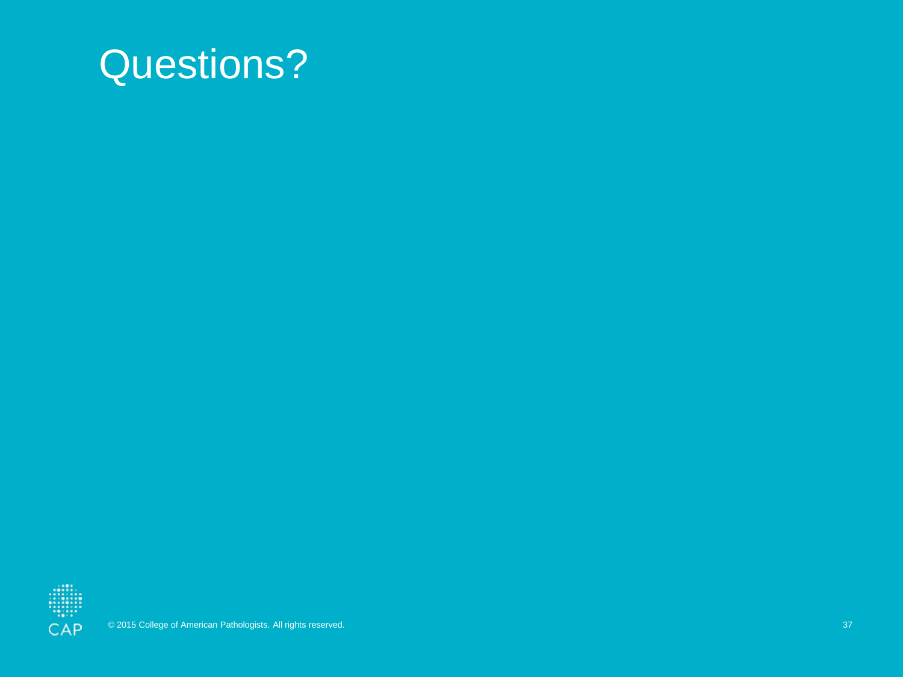# Questions?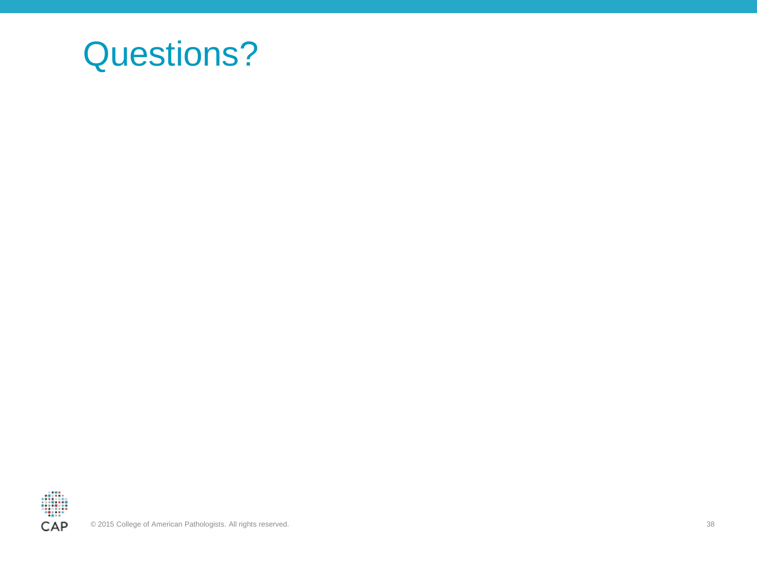# Questions?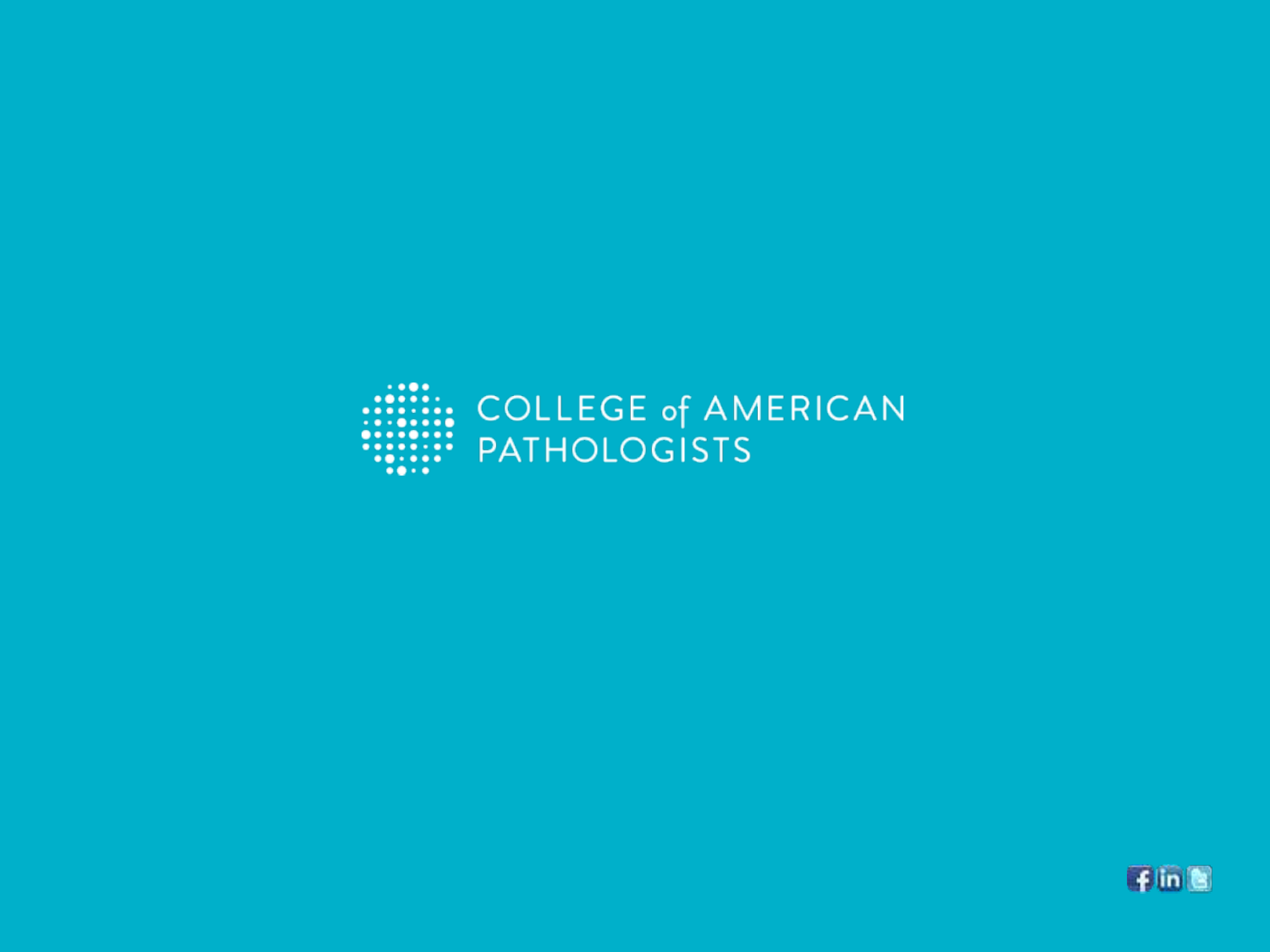COLLEGE of AMERICAN PATHOLOGISTS